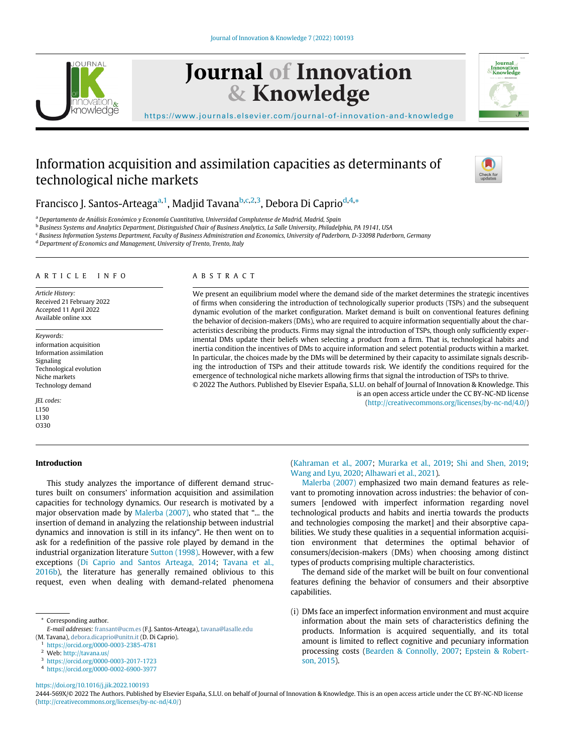# Information acquisition and assimilation capacities as determinants of technological niche markets

Francisco J. Santos-Arteaga[a,1], Madjid Tavana[b,c,2,3], Debora Di Caprio[d,4,*]

[a] Departamento de Análisis Económico y Economía Cuantitativa, Universidad Complutense de Madrid, Madrid, Spain
[b] Business Systems and Analytics Department, Distinguished Chair of Business Analytics, La Salle University, Philadelphia, PA 19141, USA
[c] Business Information Systems Department, Faculty of Business Administration and Economics, University of Paderborn, D-33098 Paderborn, Germany
[d] Department of Economics and Management, University of Trento, Trento, Italy

## ARTICLE INFO

*Article History:*
Received 21 February 2022
Accepted 11 April 2022
Available online xxx

*Keywords:*
information acquisition
Information assimilation
Signaling
Technological evolution
Niche markets
Technology demand

*JEL codes:*
L150
L130
O330

## ABSTRACT

We present an equilibrium model where the demand side of the market determines the strategic incentives of firms when considering the introduction of technologically superior products (TSPs) and the subsequent dynamic evolution of the market configuration. Market demand is built on conventional features defining the behavior of decision-makers (DMs), who are required to acquire information sequentially about the characteristics describing the products. Firms may signal the introduction of TSPs, though only sufficiently experimental DMs update their beliefs when selecting a product from a firm. That is, technological habits and inertia condition the incentives of DMs to acquire information and select potential products within a market. In particular, the choices made by the DMs will be determined by their capacity to assimilate signals describing the introduction of TSPs and their attitude towards risk. We identify the conditions required for the emergence of technological niche markets allowing firms that signal the introduction of TSPs to thrive.

© 2022 The Authors. Published by Elsevier España, S.L.U. on behalf of Journal of Innovation & Knowledge. This is an open access article under the CC BY-NC-ND license (http://creativecommons.org/licenses/by-nc-nd/4.0/)

## Introduction

This study analyzes the importance of different demand structures built on consumers' information acquisition and assimilation capacities for technology dynamics. Our research is motivated by a major observation made by Malerba (2007), who stated that "... the insertion of demand in analyzing the relationship between industrial dynamics and innovation is still in its infancy". He then went on to ask for a redefinition of the passive role played by demand in the industrial organization literature Sutton (1998). However, with a few exceptions (Di Caprio and Santos Arteaga, 2014; Tavana et al., 2016b), the literature has generally remained oblivious to this request, even when dealing with demand-related phenomena (Kahraman et al., 2007; Murarka et al., 2019; Shi and Shen, 2019; Wang and Lyu, 2020; Alhawari et al., 2021).

Malerba (2007) emphasized two main demand features as relevant to promoting innovation across industries: the behavior of consumers [endowed with imperfect information regarding novel technological products and habits and inertia towards the products and technologies composing the market] and their absorptive capabilities. We study these qualities in a sequential information acquisition environment that determines the optimal behavior of consumers/decision-makers (DMs) when choosing among distinct types of products comprising multiple characteristics.

The demand side of the market will be built on four conventional features defining the behavior of consumers and their absorptive capabilities.

(i) DMs face an imperfect information environment and must acquire information about the main sets of characteristics defining the products. Information is acquired sequentially, and its total amount is limited to reflect cognitive and pecuniary information processing costs (Bearden & Connolly, 2007; Epstein & Robertson, 2015).

* Corresponding author.
*E-mail addresses:* fransant@ucm.es (F.J. Santos-Arteaga), tavana@lasalle.edu (M. Tavana), debora.dicaprio@unitn.it (D. Di Caprio).
[1] https://orcid.org/0000-0003-2385-4781
[2] Web: http://tavana.us/
[3] https://orcid.org/0000-0003-2017-1723
[4] https://orcid.org/0000-0002-6900-3977

https://doi.org/10.1016/j.jik.2022.100193
2444-569X/© 2022 The Authors. Published by Elsevier España, S.L.U. on behalf of Journal of Innovation & Knowledge. This is an open access article under the CC BY-NC-ND license (http://creativecommons.org/licenses/by-nc-nd/4.0/)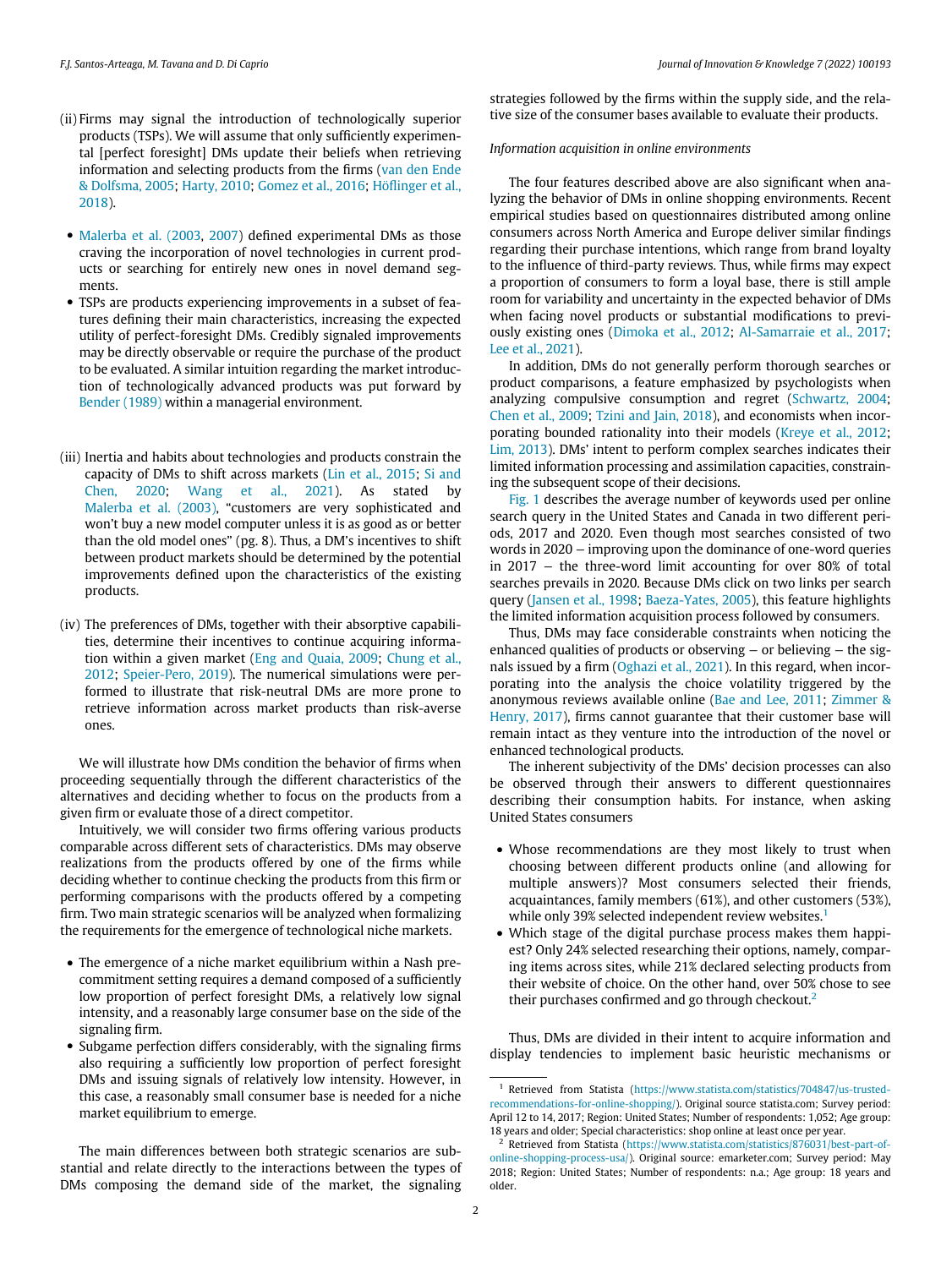(ii) Firms may signal the introduction of technologically superior products (TSPs). We will assume that only sufficiently experimental [perfect foresight] DMs update their beliefs when retrieving information and selecting products from the firms (van den Ende & Dolfsma, 2005; Harty, 2010; Gomez et al., 2016; Höflinger et al., 2018).

- Malerba et al. (2003, 2007) defined experimental DMs as those craving the incorporation of novel technologies in current products or searching for entirely new ones in novel demand segments.
- TSPs are products experiencing improvements in a subset of features defining their main characteristics, increasing the expected utility of perfect-foresight DMs. Credibly signaled improvements may be directly observable or require the purchase of the product to be evaluated. A similar intuition regarding the market introduction of technologically advanced products was put forward by Bender (1989) within a managerial environment.

(iii) Inertia and habits about technologies and products constrain the capacity of DMs to shift across markets (Lin et al., 2015; Si and Chen, 2020; Wang et al., 2021). As stated by Malerba et al. (2003), "customers are very sophisticated and won't buy a new model computer unless it is as good as or better than the old model ones" (pg. 8). Thus, a DM's incentives to shift between product markets should be determined by the potential improvements defined upon the characteristics of the existing products.

(iv) The preferences of DMs, together with their absorptive capabilities, determine their incentives to continue acquiring information within a given market (Eng and Quaia, 2009; Chung et al., 2012; Speier-Pero, 2019). The numerical simulations were performed to illustrate that risk-neutral DMs are more prone to retrieve information across market products than risk-averse ones.

We will illustrate how DMs condition the behavior of firms when proceeding sequentially through the different characteristics of the alternatives and deciding whether to focus on the products from a given firm or evaluate those of a direct competitor.

Intuitively, we will consider two firms offering various products comparable across different sets of characteristics. DMs may observe realizations from the products offered by one of the firms while deciding whether to continue checking the products from this firm or performing comparisons with the products offered by a competing firm. Two main strategic scenarios will be analyzed when formalizing the requirements for the emergence of technological niche markets.

- The emergence of a niche market equilibrium within a Nash precommitment setting requires a demand composed of a sufficiently low proportion of perfect foresight DMs, a relatively low signal intensity, and a reasonably large consumer base on the side of the signaling firm.
- Subgame perfection differs considerably, with the signaling firms also requiring a sufficiently low proportion of perfect foresight DMs and issuing signals of relatively low intensity. However, in this case, a reasonably small consumer base is needed for a niche market equilibrium to emerge.

The main differences between both strategic scenarios are substantial and relate directly to the interactions between the types of DMs composing the demand side of the market, the signaling strategies followed by the firms within the supply side, and the relative size of the consumer bases available to evaluate their products.

*Information acquisition in online environments*

The four features described above are also significant when analyzing the behavior of DMs in online shopping environments. Recent empirical studies based on questionnaires distributed among online consumers across North America and Europe deliver similar findings regarding their purchase intentions, which range from brand loyalty to the influence of third-party reviews. Thus, while firms may expect a proportion of consumers to form a loyal base, there is still ample room for variability and uncertainty in the expected behavior of DMs when facing novel products or substantial modifications to previously existing ones (Dimoka et al., 2012; Al-Samarraie et al., 2017; Lee et al., 2021).

In addition, DMs do not generally perform thorough searches or product comparisons, a feature emphasized by psychologists when analyzing compulsive consumption and regret (Schwartz, 2004; Chen et al., 2009; Tzini and Jain, 2018), and economists when incorporating bounded rationality into their models (Kreye et al., 2012; Lim, 2013). DMs' intent to perform complex searches indicates their limited information processing and assimilation capacities, constraining the subsequent scope of their decisions.

Fig. 1 describes the average number of keywords used per online search query in the United States and Canada in two different periods, 2017 and 2020. Even though most searches consisted of two words in 2020 – improving upon the dominance of one-word queries in 2017 – the three-word limit accounting for over 80% of total searches prevails in 2020. Because DMs click on two links per search query (Jansen et al., 1998; Baeza-Yates, 2005), this feature highlights the limited information acquisition process followed by consumers.

Thus, DMs may face considerable constraints when noticing the enhanced qualities of products or observing – or believing – the signals issued by a firm (Oghazi et al., 2021). In this regard, when incorporating into the analysis the choice volatility triggered by the anonymous reviews available online (Bae and Lee, 2011; Zimmer & Henry, 2017), firms cannot guarantee that their customer base will remain intact as they venture into the introduction of the novel or enhanced technological products.

The inherent subjectivity of the DMs' decision processes can also be observed through their answers to different questionnaires describing their consumption habits. For instance, when asking United States consumers

- Whose recommendations are they most likely to trust when choosing between different products online (and allowing for multiple answers)? Most consumers selected their friends, acquaintances, family members (61%), and other customers (53%), while only 39% selected independent review websites.[1]
- Which stage of the digital purchase process makes them happiest? Only 24% selected researching their options, namely, comparing items across sites, while 21% declared selecting products from their website of choice. On the other hand, over 50% chose to see their purchases confirmed and go through checkout.[2]

Thus, DMs are divided in their intent to acquire information and display tendencies to implement basic heuristic mechanisms or

---

[1] Retrieved from Statista (https://www.statista.com/statistics/704847/us-trusted-recommendations-for-online-shopping/). Original source statista.com; Survey period: April 12 to 14, 2017; Region: United States; Number of respondents: 1,052; Age group: 18 years and older; Special characteristics: shop online at least once per year.

[2] Retrieved from Statista (https://www.statista.com/statistics/876031/best-part-of-online-shopping-process-usa/). Original source: emarketer.com; Survey period: May 2018; Region: United States; Number of respondents: n.a.; Age group: 18 years and older.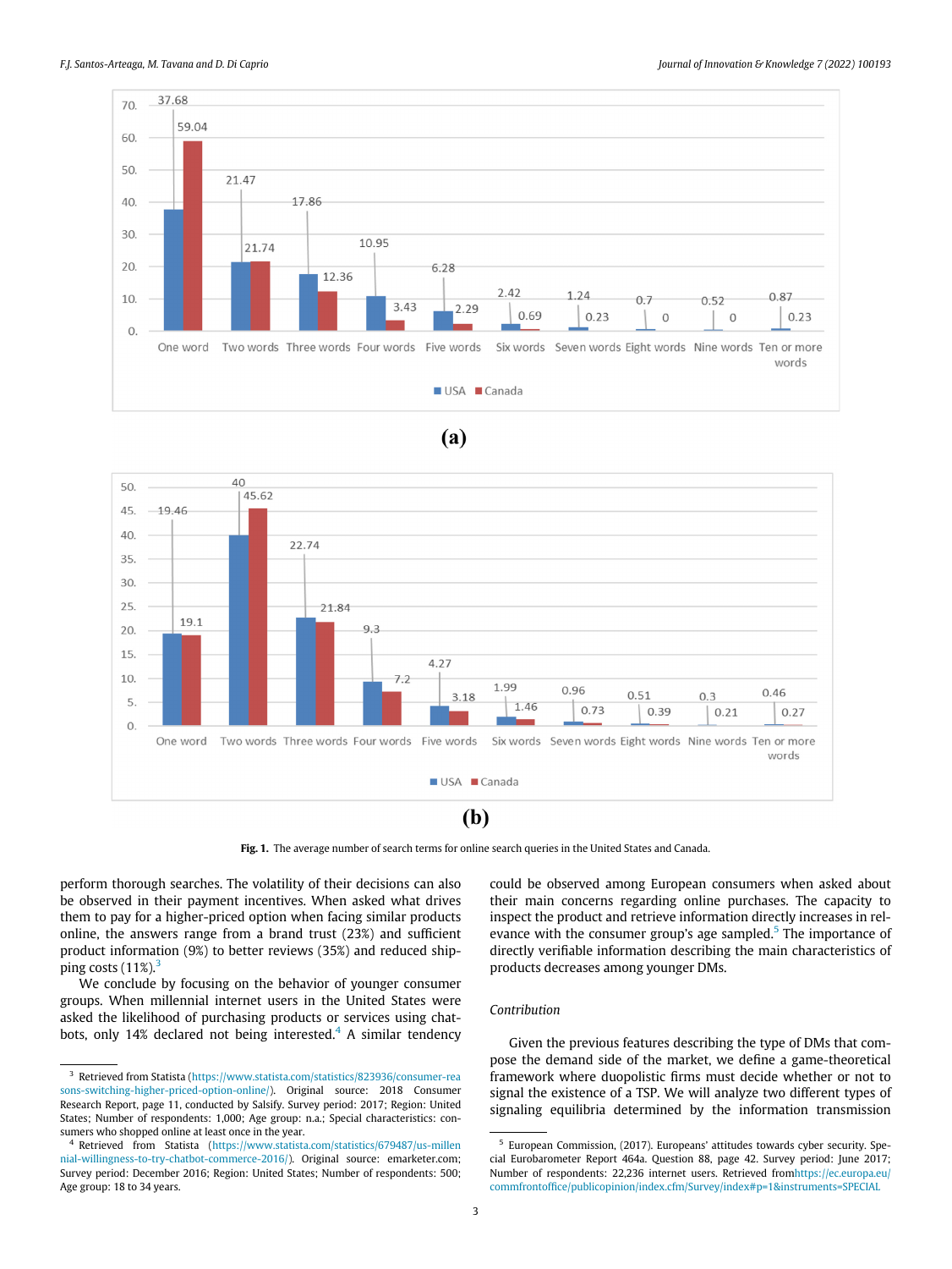**(a)**

**(b)**

**Fig. 1.** The average number of search terms for online search queries in the United States and Canada.

perform thorough searches. The volatility of their decisions can also be observed in their payment incentives. When asked what drives them to pay for a higher-priced option when facing similar products online, the answers range from a brand trust (23%) and sufficient product information (9%) to better reviews (35%) and reduced shipping costs (11%).[3]

We conclude by focusing on the behavior of younger consumer groups. When millennial internet users in the United States were asked the likelihood of purchasing products or services using chatbots, only 14% declared not being interested.[4] A similar tendency could be observed among European consumers when asked about their main concerns regarding online purchases. The capacity to inspect the product and retrieve information directly increases in relevance with the consumer group's age sampled.[5] The importance of directly verifiable information describing the main characteristics of products decreases among younger DMs.

*Contribution*

Given the previous features describing the type of DMs that compose the demand side of the market, we define a game-theoretical framework where duopolistic firms must decide whether or not to signal the existence of a TSP. We will analyze two different types of signaling equilibria determined by the information transmission

---

[3] Retrieved from Statista (https://www.statista.com/statistics/823936/consumer-reasons-switching-higher-priced-option-online/). Original source: 2018 Consumer Research Report, page 11, conducted by Salsify. Survey period: 2017; Region: United States; Number of respondents: 1,000; Age group: n.a.; Special characteristics: consumers who shopped online at least once in the year.

[4] Retrieved from Statista (https://www.statista.com/statistics/679487/us-millennial-willingness-to-try-chatbot-commerce-2016/). Original source: emarketer.com; Survey period: December 2016; Region: United States; Number of respondents: 500; Age group: 18 to 34 years.

[5] European Commission, (2017). Europeans' attitudes towards cyber security. Special Eurobarometer Report 464a. Question 88, page 42. Survey period: June 2017; Number of respondents: 22,236 internet users. Retrieved fromhttps://ec.europa.eu/commfrontoffice/publicopinion/index.cfm/Survey/index#p=1&instruments=SPECIAL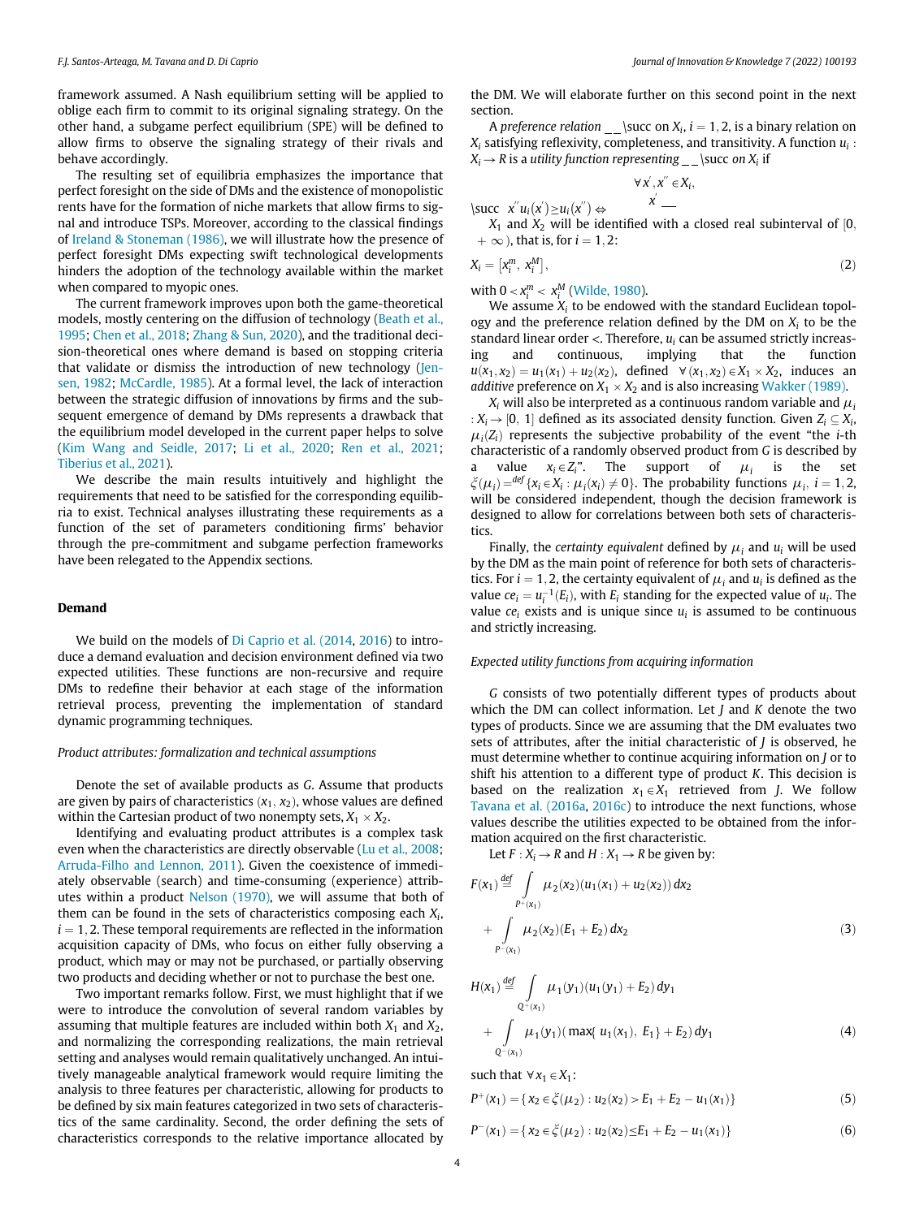framework assumed. A Nash equilibrium setting will be applied to oblige each firm to commit to its original signaling strategy. On the other hand, a subgame perfect equilibrium (SPE) will be defined to allow firms to observe the signaling strategy of their rivals and behave accordingly.

The resulting set of equilibria emphasizes the importance that perfect foresight on the side of DMs and the existence of monopolistic rents have for the formation of niche markets that allow firms to signal and introduce TSPs. Moreover, according to the classical findings of Ireland & Stoneman (1986), we will illustrate how the presence of perfect foresight DMs expecting swift technological developments hinders the adoption of the technology available within the market when compared to myopic ones.

The current framework improves upon both the game-theoretical models, mostly centering on the diffusion of technology (Beath et al., 1995; Chen et al., 2018; Zhang & Sun, 2020), and the traditional decision-theoretical ones where demand is based on stopping criteria that validate or dismiss the introduction of new technology (Jensen, 1982; McCardle, 1985). At a formal level, the lack of interaction between the strategic diffusion of innovations by firms and the subsequent emergence of demand by DMs represents a drawback that the equilibrium model developed in the current paper helps to solve (Kim Wang and Seidle, 2017; Li et al., 2020; Ren et al., 2021; Tiberius et al., 2021).

We describe the main results intuitively and highlight the requirements that need to be satisfied for the corresponding equilibria to exist. Technical analyses illustrating these requirements as a function of the set of parameters conditioning firms' behavior through the pre-commitment and subgame perfection frameworks have been relegated to the Appendix sections.

## Demand

We build on the models of Di Caprio et al. (2014, 2016) to introduce a demand evaluation and decision environment defined via two expected utilities. These functions are non-recursive and require DMs to redefine their behavior at each stage of the information retrieval process, preventing the implementation of standard dynamic programming techniques.

### *Product attributes: formalization and technical assumptions*

Denote the set of available products as $G$. Assume that products are given by pairs of characteristics $(x_1, x_2)$, whose values are defined within the Cartesian product of two nonempty sets, $X_1 \times X_2$.

Identifying and evaluating product attributes is a complex task even when the characteristics are directly observable (Lu et al., 2008; Arruda-Filho and Lennon, 2011). Given the coexistence of immediately observable (search) and time-consuming (experience) attributes within a product Nelson (1970), we will assume that both of them can be found in the sets of characteristics composing each $X_i$, $i = 1, 2$. These temporal requirements are reflected in the information acquisition capacity of DMs, who focus on either fully observing a product, which may or may not be purchased, or partially observing two products and deciding whether or not to purchase the best one.

Two important remarks follow. First, we must highlight that if we were to introduce the convolution of several random variables by assuming that multiple features are included within both $X_1$ and $X_2$, and normalizing the corresponding realizations, the main retrieval setting and analyses would remain qualitatively unchanged. An intuitively manageable analytical framework would require limiting the analysis to three features per characteristic, allowing for products to be defined by six main features categorized in two sets of characteristics of the same cardinality. Second, the order defining the sets of characteristics corresponds to the relative importance allocated by the DM. We will elaborate further on this second point in the next section.

A *preference relation* $\succsim$ on $X_i$, $i = 1, 2$, is a binary relation on $X_i$ satisfying reflexivity, completeness, and transitivity. A function $u_i : X_i \to R$ is a *utility function representing* $\succsim$ *on* $X_i$ if

$$\forall x', x'' \in X_i, \quad x' \succsim x'' \Leftrightarrow u_i(x') \geq u_i(x'')$$

$X_1$ and $X_2$ will be identified with a closed real subinterval of $[0, +\infty)$, that is, for $i = 1, 2$:

$$X_i = \left[x_i^m, \ x_i^M\right], \tag{2}$$

with $0 < x_i^m < x_i^M$ (Wilde, 1980).

We assume $X_i$ to be endowed with the standard Euclidean topology and the preference relation defined by the DM on $X_i$ to be the standard linear order $<$. Therefore, $u_i$ can be assumed strictly increasing and continuous, implying that the function $u(x_1, x_2) = u_1(x_1) + u_2(x_2)$, defined $\forall (x_1, x_2) \in X_1 \times X_2$, induces an *additive* preference on $X_1 \times X_2$ and is also increasing Wakker (1989).

$X_i$ will also be interpreted as a continuous random variable and $\mu_i : X_i \to [0, \ 1]$ defined as its associated density function. Given $Z_i \subseteq X_i$, $\mu_i(Z_i)$ represents the subjective probability of the event "the $i$-th characteristic of a randomly observed product from $G$ is described by a value $x_i \in Z_i$". The support of $\mu_i$ is the set $\xi(\mu_i) =^{def} \{x_i \in X_i : \mu_i(x_i) \neq 0\}$. The probability functions $\mu_i$, $i = 1, 2$, will be considered independent, though the decision framework is designed to allow for correlations between both sets of characteristics.

Finally, the *certainty equivalent* defined by $\mu_i$ and $u_i$ will be used by the DM as the main point of reference for both sets of characteristics. For $i = 1, 2$, the certainty equivalent of $\mu_i$ and $u_i$ is defined as the value $ce_i = u_i^{-1}(E_i)$, with $E_i$ standing for the expected value of $u_i$. The value $ce_i$ exists and is unique since $u_i$ is assumed to be continuous and strictly increasing.

### *Expected utility functions from acquiring information*

$G$ consists of two potentially different types of products about which the DM can collect information. Let $J$ and $K$ denote the two types of products. Since we are assuming that the DM evaluates two sets of attributes, after the initial characteristic of $J$ is observed, he must determine whether to continue acquiring information on $J$ or to shift his attention to a different type of product $K$. This decision is based on the realization $x_1 \in X_1$ retrieved from $J$. We follow Tavana et al. (2016a, 2016c) to introduce the next functions, whose values describe the utilities expected to be obtained from the information acquired on the first characteristic.

Let $F : X_i \to R$ and $H : X_1 \to R$ be given by:

$$F(x_1) \stackrel{def}{=} \int_{P^+(x_1)} \mu_2(x_2)(u_1(x_1) + u_2(x_2))\, dx_2 + \int_{P^-(x_1)} \mu_2(x_2)(E_1 + E_2)\, dx_2 \tag{3}$$

$$H(x_1) \stackrel{def}{=} \int_{Q^+(x_1)} \mu_1(y_1)(u_1(y_1) + E_2)\, dy_1 + \int_{Q^-(x_1)} \mu_1(y_1)(\max\{u_1(x_1), \ E_1\} + E_2)\, dy_1 \tag{4}$$

such that $\forall x_1 \in X_1$:

$$P^+(x_1) = \{x_2 \in \xi(\mu_2) : u_2(x_2) > E_1 + E_2 - u_1(x_1)\} \tag{5}$$

$$P^-(x_1) = \{x_2 \in \xi(\mu_2) : u_2(x_2) \leq E_1 + E_2 - u_1(x_1)\} \tag{6}$$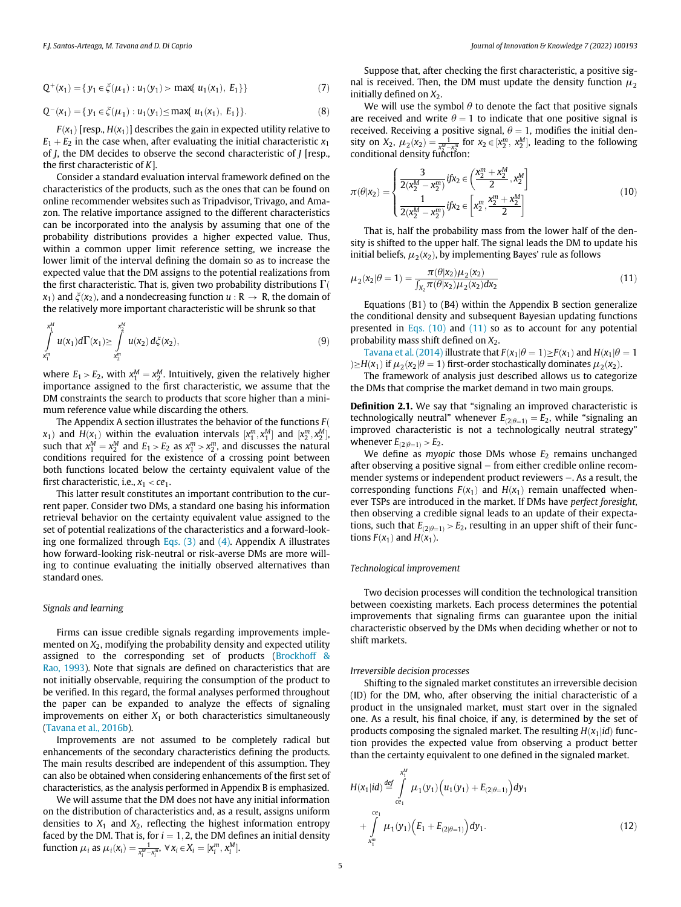$$Q^{+}(x_1) = \{ y_1 \in \breve{\xi}(\mu_1) : u_1(y_1) > \max\{ u_1(x_1),\ E_1\}\} \tag{7}$$

$$Q^{-}(x_1) = \{ y_1 \in \breve{\xi}(\mu_1) : u_1(y_1) \leq \max\{ u_1(x_1),\ E_1\}\}. \tag{8}$$

$F(x_1)$ [resp., $H(x_1)$] describes the gain in expected utility relative to $E_1 + E_2$ in the case when, after evaluating the initial characteristic $x_1$ of $J$, the DM decides to observe the second characteristic of $J$ [resp., the first characteristic of $K$].

Consider a standard evaluation interval framework defined on the characteristics of the products, such as the ones that can be found on online recommender websites such as Tripadvisor, Trivago, and Amazon. The relative importance assigned to the different characteristics can be incorporated into the analysis by assuming that one of the probability distributions provides a higher expected value. Thus, within a common upper limit reference setting, we increase the lower limit of the interval defining the domain so as to increase the expected value that the DM assigns to the potential realizations from the first characteristic. That is, given two probability distributions $\Gamma(x_1)$ and $\xi(x_2)$, and a nondecreasing function $u : \mathbb{R} \to \mathbb{R}$, the domain of the relatively more important characteristic will be shrunk so that

$$\int_{x_1^m}^{x_1^M} u(x_1) d\Gamma(x_1) \geq \int_{x_2^m}^{x_2^M} u(x_2)\, d\xi(x_2), \tag{9}$$

where $E_1 > E_2$, with $x_1^M = x_2^M$. Intuitively, given the relatively higher importance assigned to the first characteristic, we assume that the DM constraints the search to products that score higher than a minimum reference value while discarding the others.

The Appendix A section illustrates the behavior of the functions $F(x_1)$ and $H(x_1)$ within the evaluation intervals $[x_1^m, x_1^M]$ and $[x_2^m, x_2^M]$, such that $x_1^M = x_2^M$ and $E_1 > E_2$ as $x_1^m > x_2^m$, and discusses the natural conditions required for the existence of a crossing point between both functions located below the certainty equivalent value of the first characteristic, i.e., $x_1 < ce_1$.

This latter result constitutes an important contribution to the current paper. Consider two DMs, a standard one basing his information retrieval behavior on the certainty equivalent value assigned to the set of potential realizations of the characteristics and a forward-looking one formalized through Eqs. (3) and (4). Appendix A illustrates how forward-looking risk-neutral or risk-averse DMs are more willing to continue evaluating the initially observed alternatives than standard ones.

*Signals and learning*

Firms can issue credible signals regarding improvements implemented on $X_2$, modifying the probability density and expected utility assigned to the corresponding set of products (Brockhoff & Rao, 1993). Note that signals are defined on characteristics that are not initially observable, requiring the consumption of the product to be verified. In this regard, the formal analyses performed throughout the paper can be expanded to analyze the effects of signaling improvements on either $X_1$ or both characteristics simultaneously (Tavana et al., 2016b).

Improvements are not assumed to be completely radical but enhancements of the secondary characteristics defining the products. The main results described are independent of this assumption. They can also be obtained when considering enhancements of the first set of characteristics, as the analysis performed in Appendix B is emphasized.

We will assume that the DM does not have any initial information on the distribution of characteristics and, as a result, assigns uniform densities to $X_1$ and $X_2$, reflecting the highest information entropy faced by the DM. That is, for $i = 1, 2$, the DM defines an initial density function $\mu_i$ as $\mu_i(x_i) = \frac{1}{x_i^M - x_i^m}$, $\forall x_i \in X_i = [x_i^m, x_i^M]$.

Suppose that, after checking the first characteristic, a positive signal is received. Then, the DM must update the density function $\mu_2$ initially defined on $X_2$.

We will use the symbol $\theta$ to denote the fact that positive signals are received and write $\theta = 1$ to indicate that one positive signal is received. Receiving a positive signal, $\theta = 1$, modifies the initial density on $X_2$, $\mu_2(x_2) = \frac{1}{x_2^M - x_2^m}$ for $x_2 \in [x_2^m, x_2^M]$, leading to the following conditional density function:

$$\pi(\theta|x_2) = \begin{cases} \dfrac{3}{2(x_2^M - x_2^m)} \text{if} x_2 \in \left(\dfrac{x_2^m + x_2^M}{2}, x_2^M\right] \\ \dfrac{1}{2(x_2^M - x_2^m)} \text{if} x_2 \in \left[x_2^m, \dfrac{x_2^m + x_2^M}{2}\right] \end{cases} \tag{10}$$

That is, half the probability mass from the lower half of the density is shifted to the upper half. The signal leads the DM to update his initial beliefs, $\mu_2(x_2)$, by implementing Bayes' rule as follows

$$\mu_2(x_2|\theta = 1) = \frac{\pi(\theta|x_2)\mu_2(x_2)}{\int_{X_2} \pi(\theta|x_2)\mu_2(x_2)dx_2} \tag{11}$$

Equations (B1) to (B4) within the Appendix B section generalize the conditional density and subsequent Bayesian updating functions presented in Eqs. (10) and (11) so as to account for any potential probability mass shift defined on $X_2$.

Tavana et al. (2014) illustrate that $F(x_1|\theta = 1) \geq F(x_1)$ and $H(x_1|\theta = 1) \geq H(x_1)$ if $\mu_2(x_2|\theta = 1)$ first-order stochastically dominates $\mu_2(x_2)$.

The framework of analysis just described allows us to categorize the DMs that comprise the market demand in two main groups.

**Definition 2.1.** We say that "signaling an improved characteristic is technologically neutral" whenever $E_{(2|\theta=1)} = E_2$, while "signaling an improved characteristic is not a technologically neutral strategy" whenever $E_{(2|\theta=1)} > E_2$.

We define as *myopic* those DMs whose $E_2$ remains unchanged after observing a positive signal – from either credible online recommender systems or independent product reviewers –. As a result, the corresponding functions $F(x_1)$ and $H(x_1)$ remain unaffected whenever TSPs are introduced in the market. If DMs have *perfect foresight*, then observing a credible signal leads to an update of their expectations, such that $E_{(2|\theta=1)} > E_2$, resulting in an upper shift of their functions $F(x_1)$ and $H(x_1)$.

*Technological improvement*

Two decision processes will condition the technological transition between coexisting markets. Each process determines the potential improvements that signaling firms can guarantee upon the initial characteristic observed by the DMs when deciding whether or not to shift markets.

*Irreversible decision processes*

Shifting to the signaled market constitutes an irreversible decision (ID) for the DM, who, after observing the initial characteristic of a product in the unsignaled market, must start over in the signaled one. As a result, his final choice, if any, is determined by the set of products composing the signaled market. The resulting $H(x_1|id)$ function provides the expected value from observing a product better than the certainty equivalent to one defined in the signaled market.

$$H(x_1|id) \overset{def}{=} \int_{ce_1}^{x_1^M} \mu_1(y_1)\left(u_1(y_1) + E_{(2|\theta=1)}\right)dy_1 + \int_{x_1^m}^{ce_1} \mu_1(y_1)\left(E_1 + E_{(2|\theta=1)}\right)dy_1. \tag{12}$$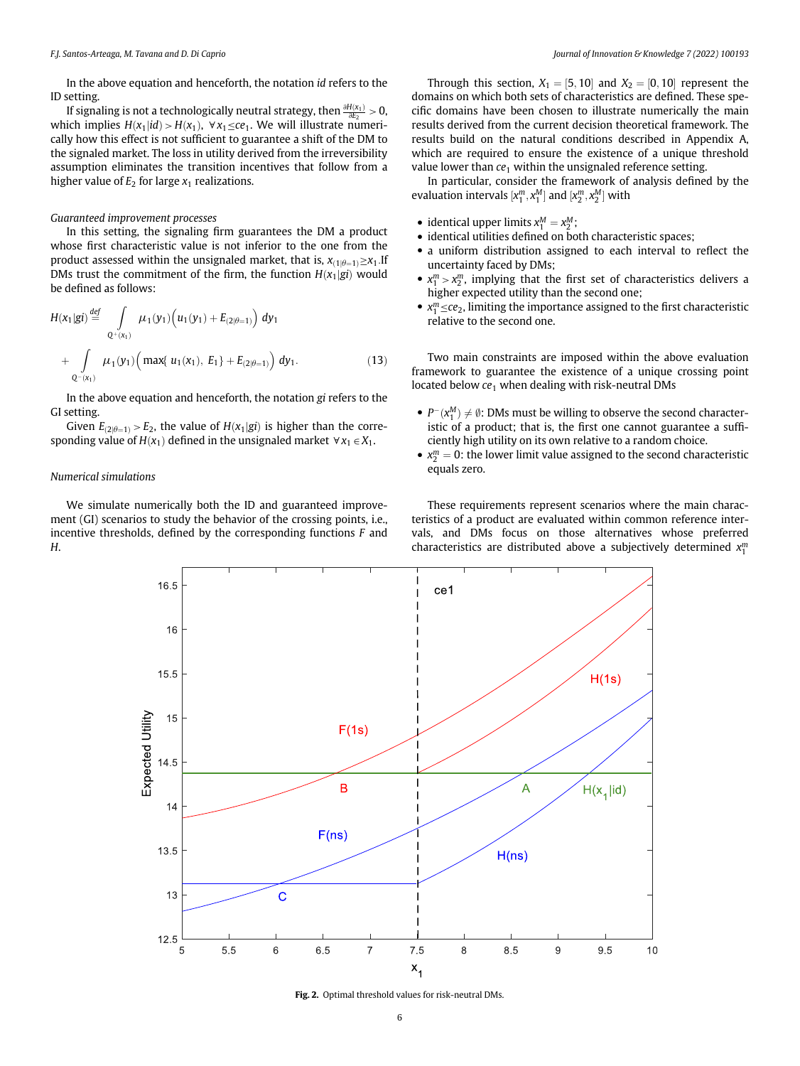In the above equation and henceforth, the notation *id* refers to the ID setting.

If signaling is not a technologically neutral strategy, then $\frac{\partial H(x_1)}{\partial E_2} > 0$, which implies $H(x_1|id) > H(x_1), \ \forall x_1 \leq ce_1$. We will illustrate numerically how this effect is not sufficient to guarantee a shift of the DM to the signaled market. The loss in utility derived from the irreversibility assumption eliminates the transition incentives that follow from a higher value of $E_2$ for large $x_1$ realizations.

*Guaranteed improvement processes*

In this setting, the signaling firm guarantees the DM a product whose first characteristic value is not inferior to the one from the product assessed within the unsignaled market, that is, $x_{(1|\theta=1)} \geq x_1$. If DMs trust the commitment of the firm, the function $H(x_1|gi)$ would be defined as follows:

$$H(x_1|gi) \stackrel{def}{=} \int_{Q^+(x_1)} \mu_1(y_1)\Big(u_1(y_1) + E_{(2|\theta=1)}\Big)\, dy_1$$

$$+ \int_{Q^-(x_1)} \mu_1(y_1)\Big(\max\{\, u_1(x_1),\ E_1\} + E_{(2|\theta=1)}\Big)\, dy_1. \tag{13}$$

In the above equation and henceforth, the notation *gi* refers to the GI setting.

Given $E_{(2|\theta=1)} > E_2$, the value of $H(x_1|gi)$ is higher than the corresponding value of $H(x_1)$ defined in the unsignaled market $\forall x_1 \in X_1$.

*Numerical simulations*

We simulate numerically both the ID and guaranteed improvement (GI) scenarios to study the behavior of the crossing points, i.e., incentive thresholds, defined by the corresponding functions $F$ and $H$.

Through this section, $X_1 = [5, 10]$ and $X_2 = [0, 10]$ represent the domains on which both sets of characteristics are defined. These specific domains have been chosen to illustrate numerically the main results derived from the current decision theoretical framework. The results build on the natural conditions described in Appendix A, which are required to ensure the existence of a unique threshold value lower than $ce_1$ within the unsignaled reference setting.

In particular, consider the framework of analysis defined by the evaluation intervals $[x_1^m, x_1^M]$ and $[x_2^m, x_2^M]$ with

- identical upper limits $x_1^M = x_2^M$;
- identical utilities defined on both characteristic spaces;
- a uniform distribution assigned to each interval to reflect the uncertainty faced by DMs;
- $x_1^m > x_2^m$, implying that the first set of characteristics delivers a higher expected utility than the second one;
- $x_1^m \leq ce_2$, limiting the importance assigned to the first characteristic relative to the second one.

Two main constraints are imposed within the above evaluation framework to guarantee the existence of a unique crossing point located below $ce_1$ when dealing with risk-neutral DMs

- $P^-(x_1^M) \neq \emptyset$: DMs must be willing to observe the second characteristic of a product; that is, the first one cannot guarantee a sufficiently high utility on its own relative to a random choice.
- $x_2^m = 0$: the lower limit value assigned to the second characteristic equals zero.

These requirements represent scenarios where the main characteristics of a product are evaluated within common reference intervals, and DMs focus on those alternatives whose preferred characteristics are distributed above a subjectively determined $x_1^m$

**Fig. 2.** Optimal threshold values for risk-neutral DMs.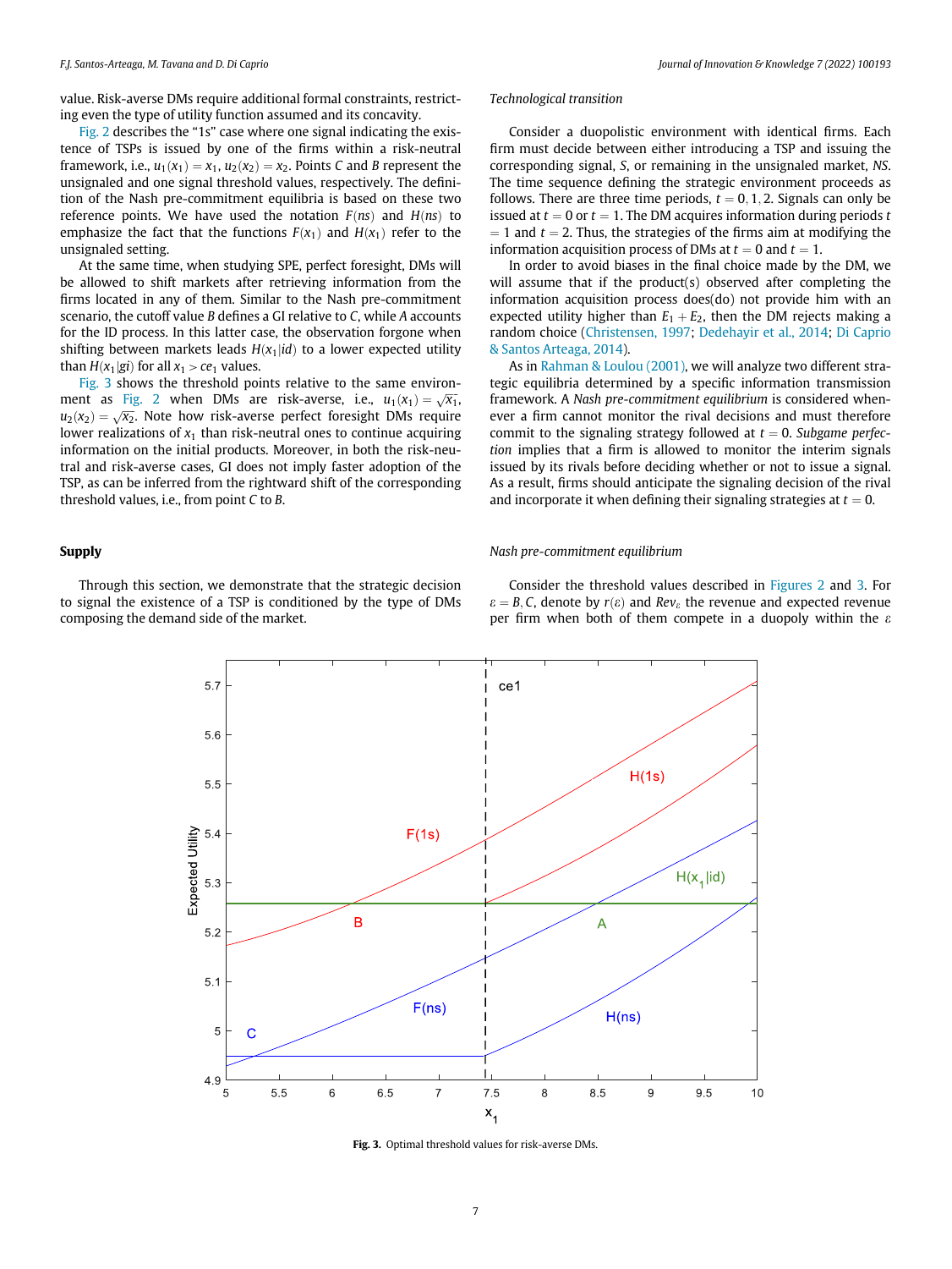value. Risk-averse DMs require additional formal constraints, restricting even the type of utility function assumed and its concavity.

Fig. 2 describes the "1s" case where one signal indicating the existence of TSPs is issued by one of the firms within a risk-neutral framework, i.e., $u_1(x_1) = x_1$, $u_2(x_2) = x_2$. Points $C$ and $B$ represent the unsignaled and one signal threshold values, respectively. The definition of the Nash pre-commitment equilibria is based on these two reference points. We have used the notation $F(ns)$ and $H(ns)$ to emphasize the fact that the functions $F(x_1)$ and $H(x_1)$ refer to the unsignaled setting.

At the same time, when studying SPE, perfect foresight, DMs will be allowed to shift markets after retrieving information from the firms located in any of them. Similar to the Nash pre-commitment scenario, the cutoff value $B$ defines a GI relative to $C$, while $A$ accounts for the ID process. In this latter case, the observation forgone when shifting between markets leads $H(x_1|id)$ to a lower expected utility than $H(x_1|gi)$ for all $x_1 > ce_1$ values.

Fig. 3 shows the threshold points relative to the same environment as Fig. 2 when DMs are risk-averse, i.e., $u_1(x_1) = \sqrt{x_1}$, $u_2(x_2) = \sqrt{x_2}$. Note how risk-averse perfect foresight DMs require lower realizations of $x_1$ than risk-neutral ones to continue acquiring information on the initial products. Moreover, in both the risk-neutral and risk-averse cases, GI does not imply faster adoption of the TSP, as can be inferred from the rightward shift of the corresponding threshold values, i.e., from point $C$ to $B$.

## Supply

Through this section, we demonstrate that the strategic decision to signal the existence of a TSP is conditioned by the type of DMs composing the demand side of the market.

*Technological transition*

Consider a duopolistic environment with identical firms. Each firm must decide between either introducing a TSP and issuing the corresponding signal, $S$, or remaining in the unsignaled market, $NS$. The time sequence defining the strategic environment proceeds as follows. There are three time periods, $t = 0, 1, 2$. Signals can only be issued at $t = 0$ or $t = 1$. The DM acquires information during periods $t = 1$ and $t = 2$. Thus, the strategies of the firms aim at modifying the information acquisition process of DMs at $t = 0$ and $t = 1$.

In order to avoid biases in the final choice made by the DM, we will assume that if the product(s) observed after completing the information acquisition process does(do) not provide him with an expected utility higher than $E_1 + E_2$, then the DM rejects making a random choice (Christensen, 1997; Dedehayir et al., 2014; Di Caprio & Santos Arteaga, 2014).

As in Rahman & Loulou (2001), we will analyze two different strategic equilibria determined by a specific information transmission framework. A *Nash pre-commitment equilibrium* is considered whenever a firm cannot monitor the rival decisions and must therefore commit to the signaling strategy followed at $t = 0$. *Subgame perfection* implies that a firm is allowed to monitor the interim signals issued by its rivals before deciding whether or not to issue a signal. As a result, firms should anticipate the signaling decision of the rival and incorporate it when defining their signaling strategies at $t = 0$.

*Nash pre-commitment equilibrium*

Consider the threshold values described in Figures 2 and 3. For $\varepsilon = B, C$, denote by $r(\varepsilon)$ and $Rev_\varepsilon$ the revenue and expected revenue per firm when both of them compete in a duopoly within the $\varepsilon$

Fig. 3. Optimal threshold values for risk-averse DMs.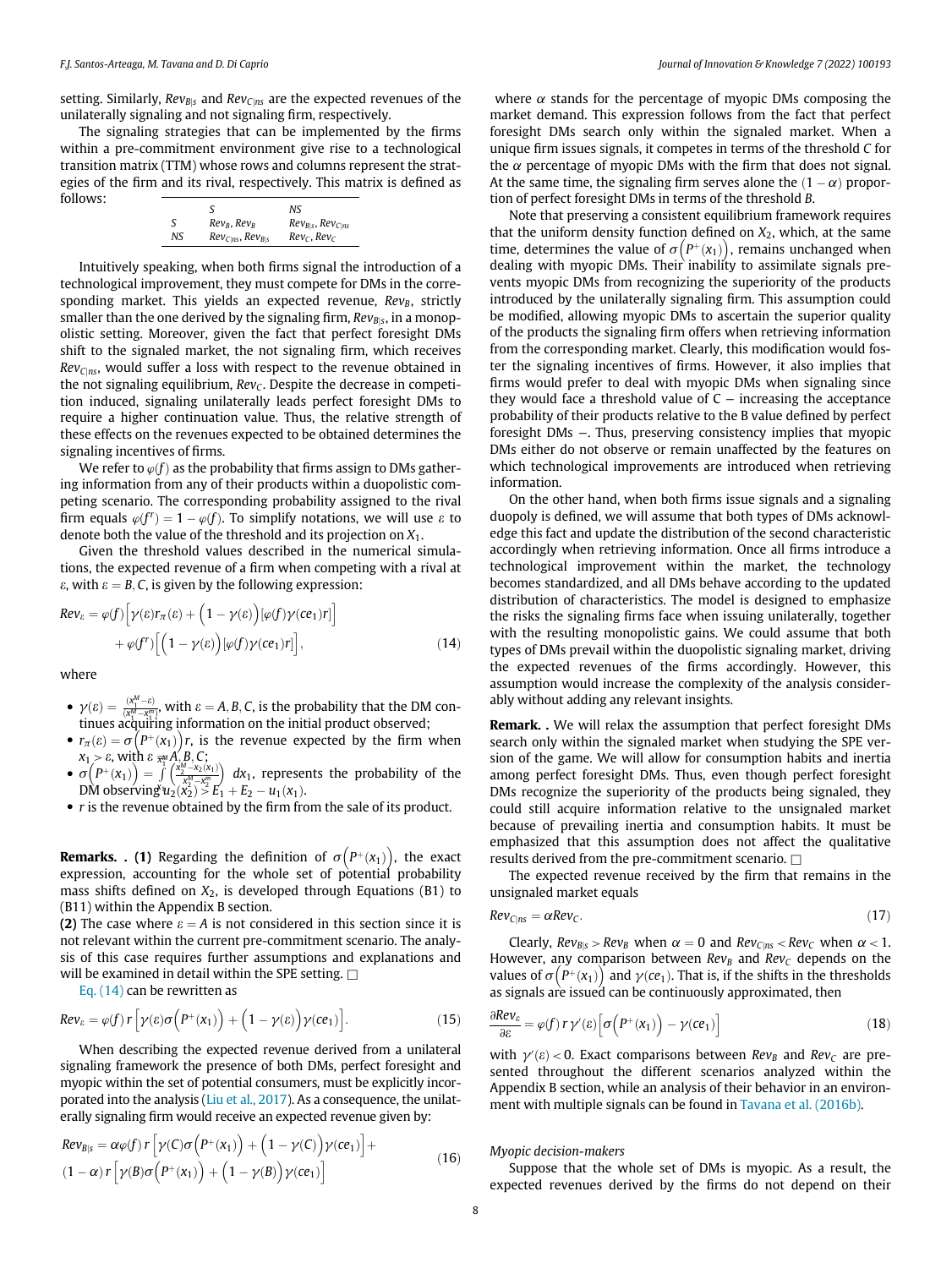setting. Similarly, $Rev_{B|s}$ and $Rev_{C|ns}$ are the expected revenues of the unilaterally signaling and not signaling firm, respectively.

The signaling strategies that can be implemented by the firms within a pre-commitment environment give rise to a technological transition matrix (TTM) whose rows and columns represent the strategies of the firm and its rival, respectively. This matrix is defined as follows:

| | $S$ | $NS$ |
|---|---|---|
| $S$ | $Rev_B, Rev_B$ | $Rev_{B|s}, Rev_{C|ns}$ |
| $NS$ | $Rev_{C|ns}, Rev_{B|s}$ | $Rev_C, Rev_C$ |

Intuitively speaking, when both firms signal the introduction of a technological improvement, they must compete for DMs in the corresponding market. This yields an expected revenue, $Rev_B$, strictly smaller than the one derived by the signaling firm, $Rev_{B|s}$, in a monopolistic setting. Moreover, given the fact that perfect foresight DMs shift to the signaled market, the not signaling firm, which receives $Rev_{C|ns}$, would suffer a loss with respect to the revenue obtained in the not signaling equilibrium, $Rev_C$. Despite the decrease in competition induced, signaling unilaterally leads perfect foresight DMs to require a higher continuation value. Thus, the relative strength of these effects on the revenues expected to be obtained determines the signaling incentives of firms.

We refer to $\varphi(f)$ as the probability that firms assign to DMs gathering information from any of their products within a duopolistic competing scenario. The corresponding probability assigned to the rival firm equals $\varphi(f^r) = 1 - \varphi(f)$. To simplify notations, we will use $\varepsilon$ to denote both the value of the threshold and its projection on $X_1$.

Given the threshold values described in the numerical simulations, the expected revenue of a firm when competing with a rival at $\varepsilon$, with $\varepsilon = B, C$, is given by the following expression:

$$Rev_\varepsilon = \varphi(f)\Big[\gamma(\varepsilon)r_\pi(\varepsilon) + \Big(1-\gamma(\varepsilon)\Big)[\varphi(f)\gamma(ce_1)r]\Big] + \varphi(f^r)\Big[\Big(1-\gamma(\varepsilon)\Big)[\varphi(f)\gamma(ce_1)r]\Big], \tag{14}$$

where

- $\gamma(\varepsilon) = \frac{(x_1^M - \varepsilon)}{(x_1^M - x_1^m)}$, with $\varepsilon = A, B, C$, is the probability that the DM continues acquiring information on the initial product observed;
- $r_\pi(\varepsilon) = \sigma\Big(P^+(x_1)\Big)r$, is the revenue expected by the firm when $x_1 > \varepsilon$, with $\varepsilon = A, B, C$;
- $\sigma\Big(P^+(x_1)\Big) = \int_{\varepsilon}^{x_1^M} \left(\frac{x_2^M - x_2(x_1)}{x_2^M - x_2^m}\right) dx_1$, represents the probability of the DM observing $u_2(x_2) > E_1 + E_2 - u_1(x_1)$.
- $r$ is the revenue obtained by the firm from the sale of its product.

**Remarks. . (1)** Regarding the definition of $\sigma\Big(P^+(x_1)\Big)$, the exact expression, accounting for the whole set of potential probability mass shifts defined on $X_2$, is developed through Equations (B1) to (B11) within the Appendix B section.
**(2)** The case where $\varepsilon = A$ is not considered in this section since it is not relevant within the current pre-commitment scenario. The analysis of this case requires further assumptions and explanations and will be examined in detail within the SPE setting. □

Eq. (14) can be rewritten as

$$Rev_\varepsilon = \varphi(f)\, r\Big[\gamma(\varepsilon)\sigma\Big(P^+(x_1)\Big) + \Big(1-\gamma(\varepsilon)\Big)\gamma(ce_1)\Big]. \tag{15}$$

When describing the expected revenue derived from a unilateral signaling framework the presence of both DMs, perfect foresight and myopic within the set of potential consumers, must be explicitly incorporated into the analysis (Liu et al., 2017). As a consequence, the unilaterally signaling firm would receive an expected revenue given by:

$$Rev_{B|s} = \alpha\varphi(f)\, r\Big[\gamma(C)\sigma\Big(P^+(x_1)\Big) + \Big(1-\gamma(C)\Big)\gamma(ce_1)\Big] + (1-\alpha)\, r\Big[\gamma(B)\sigma\Big(P^+(x_1)\Big) + \Big(1-\gamma(B)\Big)\gamma(ce_1)\Big] \tag{16}$$

where $\alpha$ stands for the percentage of myopic DMs composing the market demand. This expression follows from the fact that perfect foresight DMs search only within the signaled market. When a unique firm issues signals, it competes in terms of the threshold $C$ for the $\alpha$ percentage of myopic DMs with the firm that does not signal. At the same time, the signaling firm serves alone the $(1-\alpha)$ proportion of perfect foresight DMs in terms of the threshold $B$.

Note that preserving a consistent equilibrium framework requires that the uniform density function defined on $X_2$, which, at the same time, determines the value of $\sigma\Big(P^+(x_1)\Big)$, remains unchanged when dealing with myopic DMs. Their inability to assimilate signals prevents myopic DMs from recognizing the superiority of the products introduced by the unilaterally signaling firm. This assumption could be modified, allowing myopic DMs to ascertain the superior quality of the products the signaling firm offers when retrieving information from the corresponding market. Clearly, this modification would foster the signaling incentives of firms. However, it also implies that firms would prefer to deal with myopic DMs when signaling since they would face a threshold value of C – increasing the acceptance probability of their products relative to the B value defined by perfect foresight DMs –. Thus, preserving consistency implies that myopic DMs either do not observe or remain unaffected by the features on which technological improvements are introduced when retrieving information.

On the other hand, when both firms issue signals and a signaling duopoly is defined, we will assume that both types of DMs acknowledge this fact and update the distribution of the second characteristic accordingly when retrieving information. Once all firms introduce a technological improvement within the market, the technology becomes standardized, and all DMs behave according to the updated distribution of characteristics. The model is designed to emphasize the risks the signaling firms face when issuing unilaterally, together with the resulting monopolistic gains. We could assume that both types of DMs prevail within the duopolistic signaling market, driving the expected revenues of the firms accordingly. However, this assumption would increase the complexity of the analysis considerably without adding any relevant insights.

**Remark. .** We will relax the assumption that perfect foresight DMs search only within the signaled market when studying the SPE version of the game. We will allow for consumption habits and inertia among perfect foresight DMs. Thus, even though perfect foresight DMs recognize the superiority of the products being signaled, they could still acquire information relative to the unsignaled market because of prevailing inertia and consumption habits. It must be emphasized that this assumption does not affect the qualitative results derived from the pre-commitment scenario. □

The expected revenue received by the firm that remains in the unsignaled market equals

$$Rev_{C|ns} = \alpha Rev_C. \tag{17}$$

Clearly, $Rev_{B|s} > Rev_B$ when $\alpha = 0$ and $Rev_{C|ns} < Rev_C$ when $\alpha < 1$. However, any comparison between $Rev_B$ and $Rev_C$ depends on the values of $\sigma\Big(P^+(x_1)\Big)$ and $\gamma(ce_1)$. That is, if the shifts in the thresholds as signals are issued can be continuously approximated, then

$$\frac{\partial Rev_\varepsilon}{\partial\varepsilon} = \varphi(f)\, r\, \gamma'(\varepsilon)\Big[\sigma\Big(P^+(x_1)\Big) - \gamma(ce_1)\Big] \tag{18}$$

with $\gamma'(\varepsilon) < 0$. Exact comparisons between $Rev_B$ and $Rev_C$ are presented throughout the different scenarios analyzed within the Appendix B section, while an analysis of their behavior in an environment with multiple signals can be found in Tavana et al. (2016b).

*Myopic decision-makers*

Suppose that the whole set of DMs is myopic. As a result, the expected revenues derived by the firms do not depend on their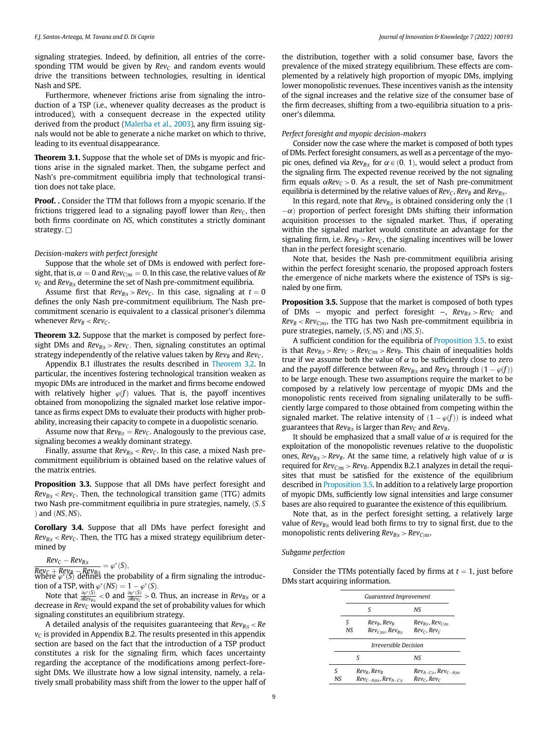signaling strategies. Indeed, by definition, all entries of the corresponding TTM would be given by $Rev_C$ and random events would drive the transitions between technologies, resulting in identical Nash and SPE.

Furthermore, whenever frictions arise from signaling the introduction of a TSP (i.e., whenever quality decreases as the product is introduced), with a consequent decrease in the expected utility derived from the product (Malerba et al., 2003), any firm issuing signals would not be able to generate a niche market on which to thrive, leading to its eventual disappearance.

**Theorem 3.1.** Suppose that the whole set of DMs is myopic and frictions arise in the signaled market. Then, the subgame perfect and Nash's pre-commitment equilibria imply that technological transition does not take place.

**Proof. .** Consider the TTM that follows from a myopic scenario. If the frictions triggered lead to a signaling payoff lower than $Rev_C$, then both firms coordinate on $NS$, which constitutes a strictly dominant strategy. □

*Decision-makers with perfect foresight*

Suppose that the whole set of DMs is endowed with perfect foresight, that is, $\alpha = 0$ and $Rev_{C|ns} = 0$. In this case, the relative values of $Rev_C$ and $Rev_{B|s}$ determine the set of Nash pre-commitment equilibria.

Assume first that $Rev_{B|s} > Rev_C$. In this case, signaling at $t = 0$ defines the only Nash pre-commitment equilibrium. The Nash pre-commitment scenario is equivalent to a classical prisoner's dilemma whenever $Rev_B < Rev_C$.

**Theorem 3.2.** Suppose that the market is composed by perfect foresight DMs and $Rev_{B|s} > Rev_C$. Then, signaling constitutes an optimal strategy independently of the relative values taken by $Rev_B$ and $Rev_C$.

Appendix B.1 illustrates the results described in Theorem 3.2. In particular, the incentives fostering technological transition weaken as myopic DMs are introduced in the market and firms become endowed with relatively higher $\varphi(f)$ values. That is, the payoff incentives obtained from monopolizing the signaled market lose relative importance as firms expect DMs to evaluate their products with higher probability, increasing their capacity to compete in a duopolistic scenario.

Assume now that $Rev_{B|s} = Rev_C$. Analogously to the previous case, signaling becomes a weakly dominant strategy.

Finally, assume that $Rev_{B|s} < Rev_C$. In this case, a mixed Nash pre-commitment equilibrium is obtained based on the relative values of the matrix entries.

**Proposition 3.3.** Suppose that all DMs have perfect foresight and $Rev_{B|s} < Rev_C$. Then, the technological transition game (TTG) admits two Nash pre-commitment equilibria in pure strategies, namely, $(S, S)$ and $(NS, NS)$.

**Corollary 3.4.** Suppose that all DMs have perfect foresight and $Rev_{B|s} < Rev_C$. Then, the TTG has a mixed strategy equilibrium determined by

$$\frac{Rev_C - Rev_{B|s}}{Rev_C + Rev_B - Rev_{B|s}} = \varphi^*(S),$$

where $\varphi^*(S)$ defines the probability of a firm signaling the introduction of a TSP, with $\varphi^*(NS) = 1 - \varphi^*(S)$.

Note that $\frac{\partial \varphi^*(S)}{\partial Rev_{B|s}} < 0$ and $\frac{\partial \varphi^*(S)}{\partial Rev_C} > 0$. Thus, an increase in $Rev_{B|s}$ or a decrease in $Rev_C$ would expand the set of probability values for which signaling constitutes an equilibrium strategy.

A detailed analysis of the requisites guaranteeing that $Rev_{B|s} < Rev_C$ is provided in Appendix B.2. The results presented in this appendix section are based on the fact that the introduction of a TSP product constitutes a risk for the signaling firm, which faces uncertainty regarding the acceptance of the modifications among perfect-foresight DMs. We illustrate how a low signal intensity, namely, a relatively small probability mass shift from the lower to the upper half of the distribution, together with a solid consumer base, favors the prevalence of the mixed strategy equilibrium. These effects are complemented by a relatively high proportion of myopic DMs, implying lower monopolistic revenues. These incentives vanish as the intensity of the signal increases and the relative size of the consumer base of the firm decreases, shifting from a two-equilibria situation to a prisoner's dilemma.

*Perfect foresight and myopic decision-makers*

Consider now the case where the market is composed of both types of DMs. Perfect foresight consumers, as well as a percentage of the myopic ones, defined via $Rev_{B|s}$ for $\alpha \in (0, 1)$, would select a product from the signaling firm. The expected revenue received by the not signaling firm equals $\alpha Rev_C > 0$. As a result, the set of Nash pre-commitment equilibria is determined by the relative values of $Rev_C$, $Rev_B$ and $Rev_{B|s}$.

In this regard, note that $Rev_{B|s}$ is obtained considering only the $(1 - \alpha)$ proportion of perfect foresight DMs shifting their information acquisition processes to the signaled market. Thus, if operating within the signaled market would constitute an advantage for the signaling firm, i.e. $Rev_B > Rev_C$, the signaling incentives will be lower than in the perfect foresight scenario.

Note that, besides the Nash pre-commitment equilibria arising within the perfect foresight scenario, the proposed approach fosters the emergence of niche markets where the existence of TSPs is signaled by one firm.

**Proposition 3.5.** Suppose that the market is composed of both types of DMs – myopic and perfect foresight –, $Rev_{B|s} > Rev_C$ and $Rev_B < Rev_{C|ns}$, the TTG has two Nash pre-commitment equilibria in pure strategies, namely, $(S, NS)$ and $(NS, S)$.

A sufficient condition for the equilibria of Proposition 3.5. to exist is that $Rev_{B|s} > Rev_C > Rev_{C|ns} > Rev_B$. This chain of inequalities holds true if we assume both the value of $\alpha$ to be sufficiently close to zero and the payoff difference between $Rev_{B|s}$ and $Rev_B$ through $(1 - \varphi(f))$ to be large enough. These two assumptions require the market to be composed by a relatively low percentage of myopic DMs and the monopolistic rents received from signaling unilaterally to be sufficiently large compared to those obtained from competing within the signaled market. The relative intensity of $(1 - \varphi(f))$ is indeed what guarantees that $Rev_{B|s}$ is larger than $Rev_C$ and $Rev_B$.

It should be emphasized that a small value of $\alpha$ is required for the exploitation of the monopolistic revenues relative to the duopolistic ones, $Rev_{B|s} > Rev_B$. At the same time, a relatively high value of $\alpha$ is required for $Rev_{C|ns} > Rev_B$. Appendix B.2.1 analyzes in detail the requisites that must be satisfied for the existence of the equilibrium described in Proposition 3.5. In addition to a relatively large proportion of myopic DMs, sufficiently low signal intensities and large consumer bases are also required to guarantee the existence of this equilibrium.

Note that, as in the perfect foresight setting, a relatively large value of $Rev_{B|s}$ would lead both firms to try to signal first, due to the monopolistic rents delivering $Rev_{B|s} > Rev_{C|ns}$.

*Subgame perfection*

Consider the TTMs potentially faced by firms at $t = 1$, just before DMs start acquiring information.

| *Guaranteed Improvement* | | |
|---|---|---|
| | $S$ | $NS$ |
| $S$ | $Rev_B, Rev_B$ | $Rev_{B\|s}, Rev_{C\|ns}$ |
| $NS$ | $Rev_{C\|ns}, Rev_{B\|s}$ | $Rev_C, Rev_C$ |

| *Irreversible Decision* | | |
|---|---|---|
| | $S$ | $NS$ |
| $S$ | $Rev_B, Rev_B$ | $Rev_{A-C\|s}, Rev_{C-A\|ns}$ |
| $NS$ | $Rev_{C-A\|ns}, Rev_{A-C\|s}$ | $Rev_C, Rev_C$ |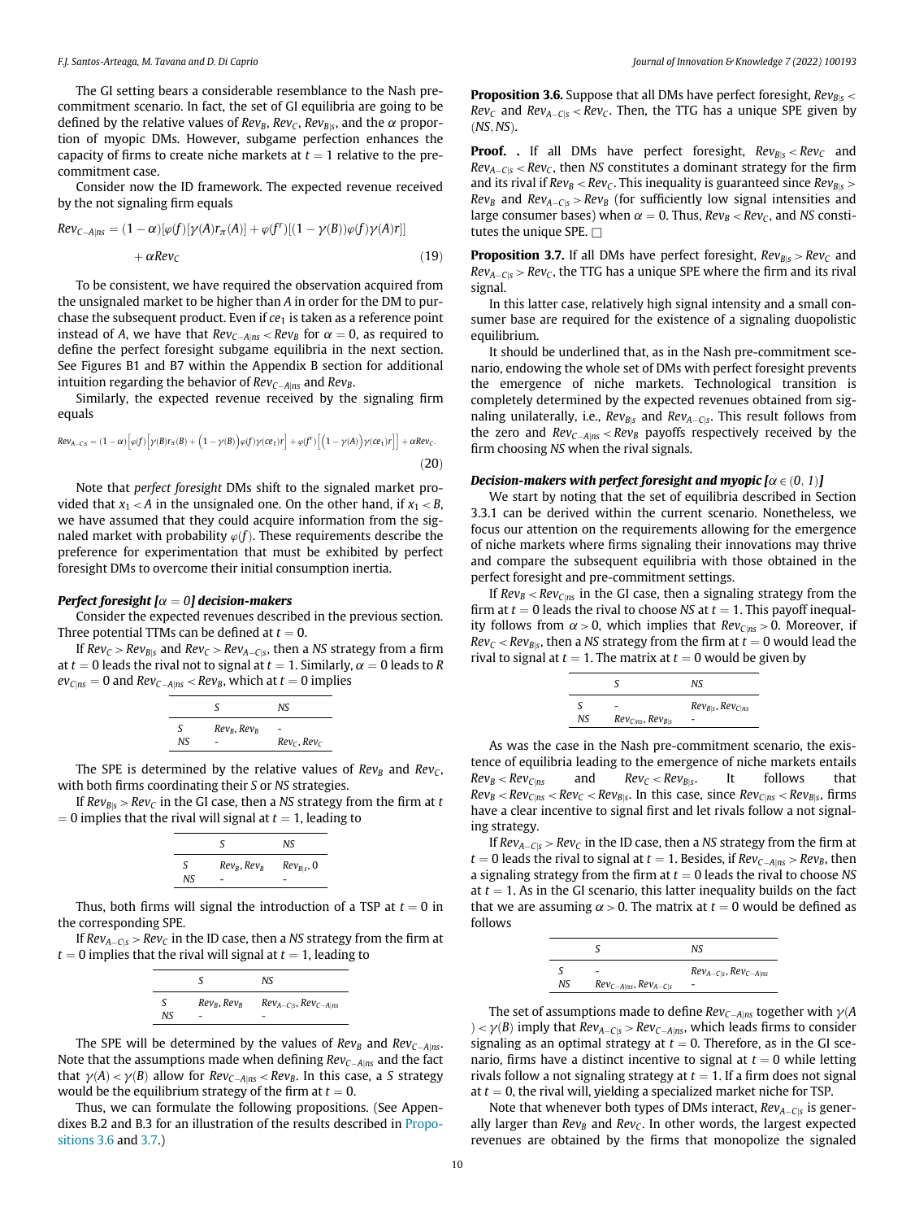The GI setting bears a considerable resemblance to the Nash pre-commitment scenario. In fact, the set of GI equilibria are going to be defined by the relative values of $Rev_B$, $Rev_C$, $Rev_{B|s}$, and the $\alpha$ proportion of myopic DMs. However, subgame perfection enhances the capacity of firms to create niche markets at $t = 1$ relative to the pre-commitment case.

Consider now the ID framework. The expected revenue received by the not signaling firm equals

$$Rev_{C-A|ns} = (1-\alpha)[\varphi(f)[\gamma(A)r_\pi(A)] + \varphi(f^r)[(1-\gamma(B))\varphi(f)\gamma(A)r]] + \alpha Rev_C \tag{19}$$

To be consistent, we have required the observation acquired from the unsignaled market to be higher than $A$ in order for the DM to purchase the subsequent product. Even if $ce_1$ is taken as a reference point instead of $A$, we have that $Rev_{C-A|ns} < Rev_B$ for $\alpha = 0$, as required to define the perfect foresight subgame equilibria in the next section. See Figures B1 and B7 within the Appendix B section for additional intuition regarding the behavior of $Rev_{C-A|ns}$ and $Rev_B$.

Similarly, the expected revenue received by the signaling firm equals

$$Rev_{A-C|s} = (1-\alpha)\Big[\varphi(f)\Big[\gamma(B)r_\pi(B) + \Big(1-\gamma(B)\Big)\varphi(f)\gamma(ce_1)r\Big] + \varphi(f^r)\Big[\Big(1-\gamma(A)\Big)\gamma(ce_1)r\Big]\Big] + \alpha Rev_C. \tag{20}$$

Note that *perfect foresight* DMs shift to the signaled market provided that $x_1 < A$ in the unsignaled one. On the other hand, if $x_1 < B$, we have assumed that they could acquire information from the signaled market with probability $\varphi(f)$. These requirements describe the preference for experimentation that must be exhibited by perfect foresight DMs to overcome their initial consumption inertia.

***Perfect foresight [$\alpha = 0$] decision-makers***

Consider the expected revenues described in the previous section. Three potential TTMs can be defined at $t = 0$.

If $Rev_C > Rev_{B|s}$ and $Rev_C > Rev_{A-C|s}$, then a *NS* strategy from a firm at $t = 0$ leads the rival not to signal at $t = 1$. Similarly, $\alpha = 0$ leads to $Rev_{C|ns} = 0$ and $Rev_{C-A|ns} < Rev_B$, which at $t = 0$ implies

| | S | NS |
|---|---|---|
| S | $Rev_B, Rev_B$ | - |
| NS | - | $Rev_C, Rev_C$ |

The SPE is determined by the relative values of $Rev_B$ and $Rev_C$, with both firms coordinating their *S* or *NS* strategies.

If $Rev_{B|s} > Rev_C$ in the GI case, then a *NS* strategy from the firm at $t = 0$ implies that the rival will signal at $t = 1$, leading to

| | S | NS |
|---|---|---|
| S | $Rev_B, Rev_B$ | $Rev_{B|s}, 0$ |
| NS | - | - |

Thus, both firms will signal the introduction of a TSP at $t = 0$ in the corresponding SPE.

If $Rev_{A-C|s} > Rev_C$ in the ID case, then a *NS* strategy from the firm at $t = 0$ implies that the rival will signal at $t = 1$, leading to

| | S | NS |
|---|---|---|
| S | $Rev_B, Rev_B$ | $Rev_{A-C|s}, Rev_{C-A|ns}$ |
| NS | - | - |

The SPE will be determined by the values of $Rev_B$ and $Rev_{C-A|ns}$. Note that the assumptions made when defining $Rev_{C-A|ns}$ and the fact that $\gamma(A) < \gamma(B)$ allow for $Rev_{C-A|ns} < Rev_B$. In this case, a *S* strategy would be the equilibrium strategy of the firm at $t = 0$.

Thus, we can formulate the following propositions. (See Appendixes B.2 and B.3 for an illustration of the results described in Propositions 3.6 and 3.7.)

**Proposition 3.6.** Suppose that all DMs have perfect foresight, $Rev_{B|s} < Rev_C$ and $Rev_{A-C|s} < Rev_C$. Then, the TTG has a unique SPE given by $(NS, NS)$.

**Proof. .** If all DMs have perfect foresight, $Rev_{B|s} < Rev_C$ and $Rev_{A-C|s} < Rev_C$, then *NS* constitutes a dominant strategy for the firm and its rival if $Rev_B < Rev_C$. This inequality is guaranteed since $Rev_{B|s} > Rev_B$ and $Rev_{A-C|s} > Rev_B$ (for sufficiently low signal intensities and large consumer bases) when $\alpha = 0$. Thus, $Rev_B < Rev_C$, and *NS* constitutes the unique SPE. □

**Proposition 3.7.** If all DMs have perfect foresight, $Rev_{B|s} > Rev_C$ and $Rev_{A-C|s} > Rev_C$, the TTG has a unique SPE where the firm and its rival signal.

In this latter case, relatively high signal intensity and a small consumer base are required for the existence of a signaling duopolistic equilibrium.

It should be underlined that, as in the Nash pre-commitment scenario, endowing the whole set of DMs with perfect foresight prevents the emergence of niche markets. Technological transition is completely determined by the expected revenues obtained from signaling unilaterally, i.e., $Rev_{B|s}$ and $Rev_{A-C|s}$. This result follows from the zero and $Rev_{C-A|ns} < Rev_B$ payoffs respectively received by the firm choosing *NS* when the rival signals.

***Decision-makers with perfect foresight and myopic [$\alpha \in (0, 1)$]***

We start by noting that the set of equilibria described in Section 3.3.1 can be derived within the current scenario. Nonetheless, we focus our attention on the requirements allowing for the emergence of niche markets where firms signaling their innovations may thrive and compare the subsequent equilibria with those obtained in the perfect foresight and pre-commitment settings.

If $Rev_B < Rev_{C|ns}$ in the GI case, then a signaling strategy from the firm at $t = 0$ leads the rival to choose *NS* at $t = 1$. This payoff inequality follows from $\alpha > 0$, which implies that $Rev_{C|ns} > 0$. Moreover, if $Rev_C < Rev_{B|s}$, then a *NS* strategy from the firm at $t = 0$ would lead the rival to signal at $t = 1$. The matrix at $t = 0$ would be given by

| | S | NS |
|---|---|---|
| S | - | $Rev_{B|s}, Rev_{C|ns}$ |
| NS | $Rev_{C|ns}, Rev_{B|s}$ | - |

As was the case in the Nash pre-commitment scenario, the existence of equilibria leading to the emergence of niche markets entails $Rev_B < Rev_{C|ns}$ and $Rev_C < Rev_{B|s}$. It follows that $Rev_B < Rev_{C|ns} < Rev_C < Rev_{B|s}$. In this case, since $Rev_{C|ns} < Rev_{B|s}$, firms have a clear incentive to signal first and let rivals follow a not signaling strategy.

If $Rev_{A-C|s} > Rev_C$ in the ID case, then a *NS* strategy from the firm at $t = 0$ leads the rival to signal at $t = 1$. Besides, if $Rev_{C-A|ns} > Rev_B$, then a signaling strategy from the firm at $t = 0$ leads the rival to choose *NS* at $t = 1$. As in the GI scenario, this latter inequality builds on the fact that we are assuming $\alpha > 0$. The matrix at $t = 0$ would be defined as follows

| | S | NS |
|---|---|---|
| S | - | $Rev_{A-C|s}, Rev_{C-A|ns}$ |
| NS | $Rev_{C-A|ns}, Rev_{A-C|s}$ | - |

The set of assumptions made to define $Rev_{C-A|ns}$ together with $\gamma(A) < \gamma(B)$ imply that $Rev_{A-C|s} > Rev_{C-A|ns}$, which leads firms to consider signaling as an optimal strategy at $t = 0$. Therefore, as in the GI scenario, firms have a distinct incentive to signal at $t = 0$ while letting rivals follow a not signaling strategy at $t = 1$. If a firm does not signal at $t = 0$, the rival will, yielding a specialized market niche for TSP.

Note that whenever both types of DMs interact, $Rev_{A-C|s}$ is generally larger than $Rev_B$ and $Rev_C$. In other words, the largest expected revenues are obtained by the firms that monopolize the signaled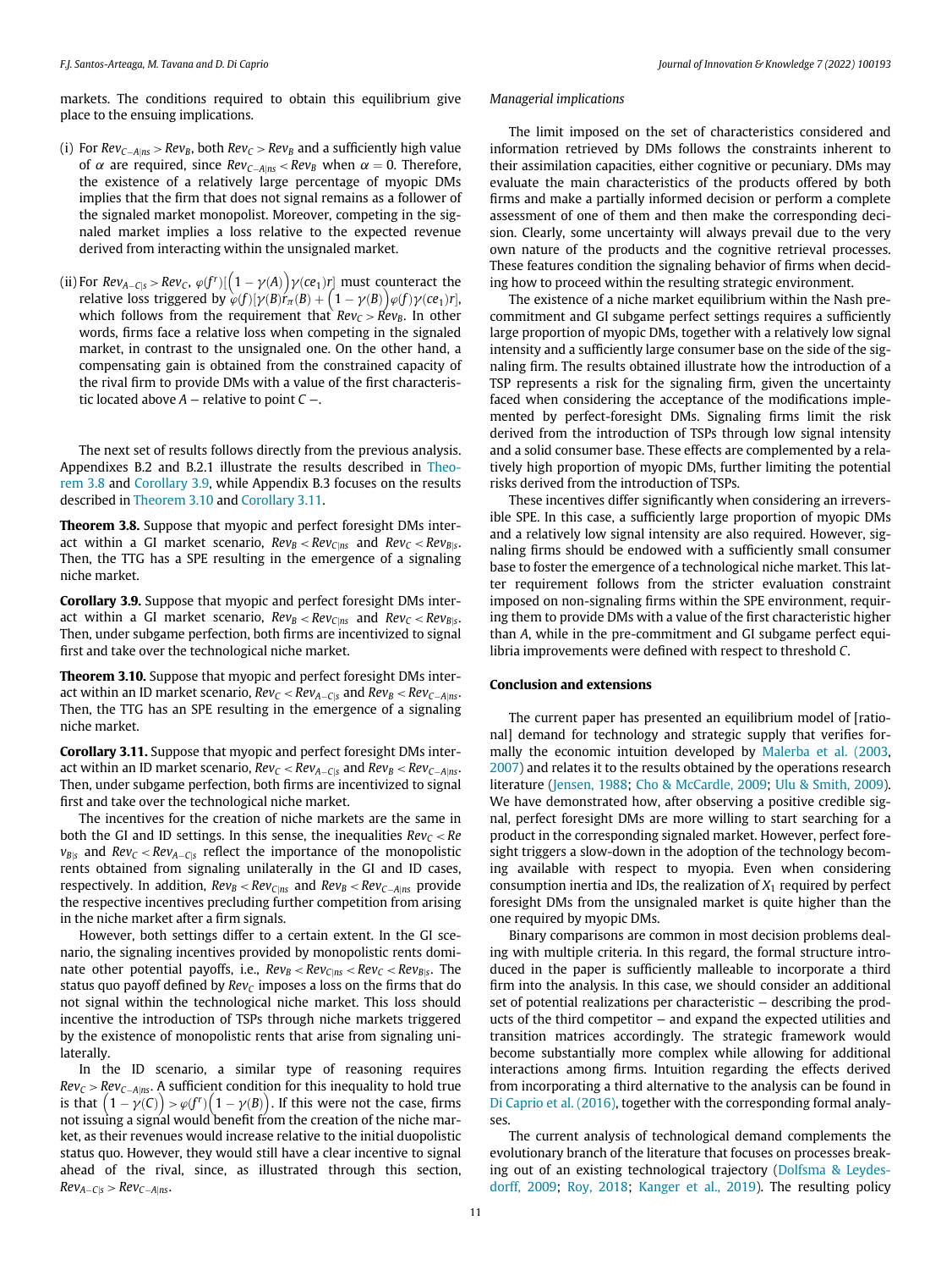markets. The conditions required to obtain this equilibrium give place to the ensuing implications.

(i) For $Rev_{C-A|ns} > Rev_B$, both $Rev_C > Rev_B$ and a sufficiently high value of $\alpha$ are required, since $Rev_{C-A|ns} < Rev_B$ when $\alpha = 0$. Therefore, the existence of a relatively large percentage of myopic DMs implies that the firm that does not signal remains as a follower of the signaled market monopolist. Moreover, competing in the signaled market implies a loss relative to the expected revenue derived from interacting within the unsignaled market.

(ii) For $Rev_{A-C|s} > Rev_C$, $\varphi(f^r)[\left(1-\gamma(A)\right)\gamma(ce_1)r]$ must counteract the relative loss triggered by $\varphi(f)[\gamma(B)r_\pi(B) + \left(1-\gamma(B)\right)\varphi(f)\gamma(ce_1)r]$, which follows from the requirement that $Rev_C > Rev_B$. In other words, firms face a relative loss when competing in the signaled market, in contrast to the unsignaled one. On the other hand, a compensating gain is obtained from the constrained capacity of the rival firm to provide DMs with a value of the first characteristic located above $A$ − relative to point $C$ −.

The next set of results follows directly from the previous analysis. Appendixes B.2 and B.2.1 illustrate the results described in Theorem 3.8 and Corollary 3.9, while Appendix B.3 focuses on the results described in Theorem 3.10 and Corollary 3.11.

**Theorem 3.8.** Suppose that myopic and perfect foresight DMs interact within a GI market scenario, $Rev_B < Rev_{C|ns}$ and $Rev_C < Rev_{B|s}$. Then, the TTG has a SPE resulting in the emergence of a signaling niche market.

**Corollary 3.9.** Suppose that myopic and perfect foresight DMs interact within a GI market scenario, $Rev_B < Rev_{C|ns}$ and $Rev_C < Rev_{B|s}$. Then, under subgame perfection, both firms are incentivized to signal first and take over the technological niche market.

**Theorem 3.10.** Suppose that myopic and perfect foresight DMs interact within an ID market scenario, $Rev_C < Rev_{A-C|s}$ and $Rev_B < Rev_{C-A|ns}$. Then, the TTG has an SPE resulting in the emergence of a signaling niche market.

**Corollary 3.11.** Suppose that myopic and perfect foresight DMs interact within an ID market scenario, $Rev_C < Rev_{A-C|s}$ and $Rev_B < Rev_{C-A|ns}$. Then, under subgame perfection, both firms are incentivized to signal first and take over the technological niche market.

The incentives for the creation of niche markets are the same in both the GI and ID settings. In this sense, the inequalities $Rev_C < Rev_{B|s}$ and $Rev_C < Rev_{A-C|s}$ reflect the importance of the monopolistic rents obtained from signaling unilaterally in the GI and ID cases, respectively. In addition, $Rev_B < Rev_{C|ns}$ and $Rev_B < Rev_{C-A|ns}$ provide the respective incentives precluding further competition from arising in the niche market after a firm signals.

However, both settings differ to a certain extent. In the GI scenario, the signaling incentives provided by monopolistic rents dominate other potential payoffs, i.e., $Rev_B < Rev_{C|ns} < Rev_C < Rev_{B|s}$. The status quo payoff defined by $Rev_C$ imposes a loss on the firms that do not signal within the technological niche market. This loss should incentive the introduction of TSPs through niche markets triggered by the existence of monopolistic rents that arise from signaling unilaterally.

In the ID scenario, a similar type of reasoning requires $Rev_C > Rev_{C-A|ns}$. A sufficient condition for this inequality to hold true is that $\left(1-\gamma(C)\right) > \varphi(f^r)\left(1-\gamma(B)\right)$. If this were not the case, firms not issuing a signal would benefit from the creation of the niche market, as their revenues would increase relative to the initial duopolistic status quo. However, they would still have a clear incentive to signal ahead of the rival, since, as illustrated through this section, $Rev_{A-C|s} > Rev_{C-A|ns}$.

*Managerial implications*

The limit imposed on the set of characteristics considered and information retrieved by DMs follows the constraints inherent to their assimilation capacities, either cognitive or pecuniary. DMs may evaluate the main characteristics of the products offered by both firms and make a partially informed decision or perform a complete assessment of one of them and then make the corresponding decision. Clearly, some uncertainty will always prevail due to the very own nature of the products and the cognitive retrieval processes. These features condition the signaling behavior of firms when deciding how to proceed within the resulting strategic environment.

The existence of a niche market equilibrium within the Nash precommitment and GI subgame perfect settings requires a sufficiently large proportion of myopic DMs, together with a relatively low signal intensity and a sufficiently large consumer base on the side of the signaling firm. The results obtained illustrate how the introduction of a TSP represents a risk for the signaling firm, given the uncertainty faced when considering the acceptance of the modifications implemented by perfect-foresight DMs. Signaling firms limit the risk derived from the introduction of TSPs through low signal intensity and a solid consumer base. These effects are complemented by a relatively high proportion of myopic DMs, further limiting the potential risks derived from the introduction of TSPs.

These incentives differ significantly when considering an irreversible SPE. In this case, a sufficiently large proportion of myopic DMs and a relatively low signal intensity are also required. However, signaling firms should be endowed with a sufficiently small consumer base to foster the emergence of a technological niche market. This latter requirement follows from the stricter evaluation constraint imposed on non-signaling firms within the SPE environment, requiring them to provide DMs with a value of the first characteristic higher than $A$, while in the pre-commitment and GI subgame perfect equilibria improvements were defined with respect to threshold $C$.

## Conclusion and extensions

The current paper has presented an equilibrium model of [rational] demand for technology and strategic supply that verifies formally the economic intuition developed by Malerba et al. (2003, 2007) and relates it to the results obtained by the operations research literature (Jensen, 1988; Cho & McCardle, 2009; Ulu & Smith, 2009). We have demonstrated how, after observing a positive credible signal, perfect foresight DMs are more willing to start searching for a product in the corresponding signaled market. However, perfect foresight triggers a slow-down in the adoption of the technology becoming available with respect to myopia. Even when considering consumption inertia and IDs, the realization of $X_1$ required by perfect foresight DMs from the unsignaled market is quite higher than the one required by myopic DMs.

Binary comparisons are common in most decision problems dealing with multiple criteria. In this regard, the formal structure introduced in the paper is sufficiently malleable to incorporate a third firm into the analysis. In this case, we should consider an additional set of potential realizations per characteristic − describing the products of the third competitor − and expand the expected utilities and transition matrices accordingly. The strategic framework would become substantially more complex while allowing for additional interactions among firms. Intuition regarding the effects derived from incorporating a third alternative to the analysis can be found in Di Caprio et al. (2016), together with the corresponding formal analyses.

The current analysis of technological demand complements the evolutionary branch of the literature that focuses on processes breaking out of an existing technological trajectory (Dolfsma & Leydesdorff, 2009; Roy, 2018; Kanger et al., 2019). The resulting policy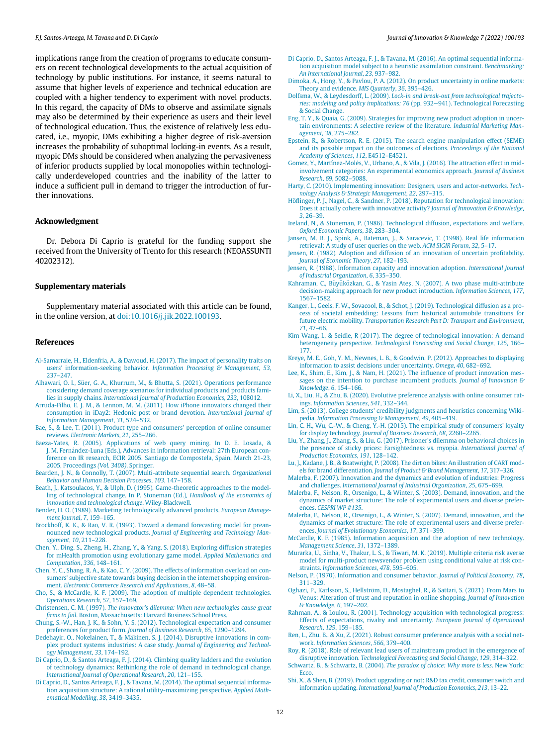implications range from the creation of programs to educate consumers on recent technological developments to the actual acquisition of technology by public institutions. For instance, it seems natural to assume that higher levels of experience and technical education are coupled with a higher tendency to experiment with novel products. In this regard, the capacity of DMs to observe and assimilate signals may also be determined by their experience as users and their level of technological education. Thus, the existence of relatively less educated, i.e., myopic, DMs exhibiting a higher degree of risk-aversion increases the probability of suboptimal locking-in events. As a result, myopic DMs should be considered when analyzing the pervasiveness of inferior products supplied by local monopolies within technologically underdeveloped countries and the inability of the latter to induce a sufficient pull in demand to trigger the introduction of further innovations.

## Acknowledgment

Dr. Debora Di Caprio is grateful for the funding support she received from the University of Trento for this research (NEOASSUNTI 40202312).

## Supplementary materials

Supplementary material associated with this article can be found, in the online version, at doi:10.1016/j.jik.2022.100193.

## References

Al-Samarraie, H., Eldenfria, A., & Dawoud, H. (2017). The impact of personality traits on users' information-seeking behavior. *Information Processing & Management*, *53*, 237–247.

Alhawari, O. I., Süer, G. A., Khurrum, M., & Bhutta, S. (2021). Operations performance considering demand coverage scenarios for individual products and products families in supply chains. *International Journal of Production Economics*, *233*, 108012.

Arruda-Filho, E. J. M., & Lennon, M. M. (2011). How iPhone innovators changed their consumption in iDay2: Hedonic post or brand devotion. *International Journal of Information Management*, *31*, 524–532.

Bae, S., & Lee, T. (2011). Product type and consumers' perception of online consumer reviews. *Electronic Markets*, *21*, 255–266.

Baeza-Yates, R. (2005). Applications of web query mining. In D. E. Losada, & J. M. Fernández-Luna (Eds.), Advances in information retrieval: 27th European conference on IR research, ECIR 2005, Santiago de Compostela, Spain, March 21-23, 2005, Proceedings *(Vol. 3408)*. Springer.

Bearden, J. N., & Connolly, T. (2007). Multi-attribute sequential search. *Organizational Behavior and Human Decision Processes*, *103*, 147–158.

Beath, J., Katsoulacos, Y., & Ulph, D. (1995). Game-theoretic approaches to the modelling of technological change. In P. Stoneman (Ed.), *Handbook of the economics of innovation and technological change*. Wiley-Blackwell.

Bender, H. O. (1989). Marketing technologically advanced products. *European Management Journal*, *7*, 159–165.

Brockhoff, K. K., & Rao, V. R. (1993). Toward a demand forecasting model for preannounced new technological products. *Journal of Engineering and Technology Management*, *10*, 211–228.

Chen, Y., Ding, S., Zheng, H., Zhang, Y., & Yang, S. (2018). Exploring diffusion strategies for mHealth promotion using evolutionary game model. *Applied Mathematics and Computation*, *336*, 148–161.

Chen, Y. C., Shang, R. A., & Kao, C. Y. (2009). The effects of information overload on consumers' subjective state towards buying decision in the internet shopping environment. *Electronic Commerce Research and Applications*, *8*, 48–58.

Cho, S., & McCardle, K. F. (2009). The adoption of multiple dependent technologies. *Operations Research*, *57*, 157–169.

Christensen, C. M. (1997). *The innovator's dilemma: When new technologies cause great firms to fail*. Boston, Massachusetts: Harvard Business School Press.

Chung, S.-W., Han, J. K., & Sohn, Y. S. (2012). Technological expectation and consumer preferences for product form. *Journal of Business Research*, *65*, 1290–1294.

Dedehayir, O., Nokelainen, T., & Mäkinen, S. J. (2014). Disruptive innovations in complex product systems industries: A case study. *Journal of Engineering and Technology Management*, *33*, 174–192.

Di Caprio, D., & Santos Arteaga, F. J. (2014). Climbing quality ladders and the evolution of technology dynamics: Rethinking the role of demand in technological change. *International Journal of Operational Research*, *20*, 121–155.

Di Caprio, D., Santos Arteaga, F. J., & Tavana, M. (2014). The optimal sequential information acquisition structure: A rational utility-maximizing perspective. *Applied Mathematical Modelling*, *38*, 3419–3435.

Di Caprio, D., Santos Arteaga, F. J., & Tavana, M. (2016). An optimal sequential information acquisition model subject to a heuristic assimilation constraint. *Benchmarking: An International Journal*, *23*, 937–982.

Dimoka, A., Hong, Y., & Pavlou, P. A. (2012). On product uncertainty in online markets: Theory and evidence. *MIS Quarterly*, *36*, 395–426.

Dolfsma, W., & Leydesdorff, L. (2009). *Lock-in and break-out from technological trajectories: modeling and policy implications: 76* (pp. 932–941). Technological Forecasting & Social Change.

Eng, T. Y., & Quaia, G. (2009). Strategies for improving new product adoption in uncertain environments: A selective review of the literature. *Industrial Marketing Management*, *38*, 275–282.

Epstein, R., & Robertson, R. E. (2015). The search engine manipulation effect (SEME) and its possible impact on the outcomes of elections. *Proceedings of the National Academy of Sciences*, *112*, E4512–E4521.

Gomez, Y., Martínez-Molés, V., Urbano, A., & Vila, J. (2016). The attraction effect in mid-involvement categories: An experimental economics approach. *Journal of Business Research*, *69*, 5082–5088.

Harty, C. (2010). Implementing innovation: Designers, users and actor-networks. *Technology Analysis & Strategic Management*, *22*, 297–315.

Höflinger, P. J., Nagel, C., & Sandner, P. (2018). Reputation for technological innovation: Does it actually cohere with innovative activity? *Journal of Innovation & Knowledge*, *3*, 26–39.

Ireland, N., & Stoneman, P. (1986). Technological diffusion, expectations and welfare. *Oxford Economic Papers*, *38*, 283–304.

Jansen, M. B. J., Spink, A., Bateman, J., & Saracevic, T. (1998). Real life information retrieval: A study of user queries on the web. *ACM SIGIR Forum*, *32*, 5–17.

Jensen, R. (1982). Adoption and diffusion of an innovation of uncertain profitability. *Journal of Economic Theory*, *27*, 182–193.

Jensen, R. (1988). Information capacity and innovation adoption. *International Journal of Industrial Organization*, *6*, 335–350.

Kahraman, C., Büyüközkan, G., & Yasin Ateş, N. (2007). A two phase multi-attribute decision-making approach for new product introduction. *Information Sciences*, *177*, 1567–1582.

Kanger, L., Geels, F. W., Sovacool, B., & Schot, J. (2019). Technological diffusion as a process of societal embedding: Lessons from historical automobile transitions for future electric mobility. *Transportation Research Part D: Transport and Environment*, *71*, 47–66.

Kim Wang, I., & Seidle, R (2017). The degree of technological innovation: A demand heterogeneity perspective. *Technological Forecasting and Social Change*, *125*, 166–177.

Kreye, M. E., Goh, Y. M., Newnes, L. B., & Goodwin, P. (2012). Approaches to displaying information to assist decisions under uncertainty. *Omega*, *40*, 682–692.

Lee, K., Shim, E., Kim, J., & Nam, H. (2021). The influence of product innovation messages on the intention to purchase incumbent products. *Journal of Innovation & Knowledge*, *6*, 154–166.

Li, X., Liu, H., & Zhu, B. (2020). Evolutive preference analysis with online consumer ratings. *Information Sciences*, *541*, 332–344.

Lim, S. (2013). College students' credibility judgments and heuristics concerning Wikipedia. *Information Processing & Management*, *49*, 405–419.

Lin, C. H., Wu, C.-W., & Cheng, Y.-H. (2015). The empirical study of consumers' loyalty for display technology. *Journal of Business Research*, *68*, 2260–2265.

Liu, Y., Zhang, J., Zhang, S., & Liu, G. (2017). Prisoner's dilemma on behavioral choices in the presence of sticky prices: Farsightedness vs. myopia. *International Journal of Production Economics*, *191*, 128–142.

Lu, J., Kadane, J. B., & Boatwright, P. (2008). The dirt on bikes: An illustration of CART models for brand differentiation. *Journal of Product & Brand Management*, *17*, 317–326.

Malerba, F. (2007). Innovation and the dynamics and evolution of industries: Progress and challenges. *International Journal of Industrial Organization*, *25*, 675–699.

Malerba, F., Nelson, R., Orsenigo, L., & Winter, S. (2003). Demand, innovation, and the dynamics of market structure: The role of experimental users and diverse preferences. *CESPRI WP #135*.

Malerba, F., Nelson, R., Orsenigo, L., & Winter, S. (2007). Demand, innovation, and the dynamics of market structure: The role of experimental users and diverse preferences. *Journal of Evolutionary Economics*, *17*, 371–399.

McCardle, K. F. (1985). Information acquisition and the adoption of new technology. *Management Science*, *31*, 1372–1389.

Murarka, U., Sinha, V., Thakur, L. S., & Tiwari, M. K. (2019). Multiple criteria risk averse model for multi-product newsvendor problem using conditional value at risk constraints. *Information Sciences*, *478*, 595–605.

Nelson, P. (1970). Information and consumer behavior. *Journal of Political Economy*, *78*, 311–329.

Oghazi, P., Karlsson, S., Hellström, D., Mostaghel, R., & Sattari, S. (2021). From Mars to Venus: Alteration of trust and reputation in online shopping. *Journal of Innovation & Knowledge*, *6*, 197–202.

Rahman, A., & Loulou, R. (2001). Technology acquisition with technological progress: Effects of expectations, rivalry and uncertainty. *European Journal of Operational Research*, *129*, 159–185.

Ren, L., Zhu, B., & Xu, Z. (2021). Robust consumer preference analysis with a social network. *Information Sciences*, *566*, 379–400.

Roy, R. (2018). Role of relevant lead users of mainstream product in the emergence of disruptive innovation. *Technological Forecasting and Social Change*, *129*, 314–322.

Schwartz, B., & Schwartz, B. (2004). *The paradox of choice: Why more is less*. New York: Ecco.

Shi, X., & Shen, B. (2019). Product upgrading or not: R&D tax credit, consumer switch and information updating. *International Journal of Production Economics*, *213*, 13–22.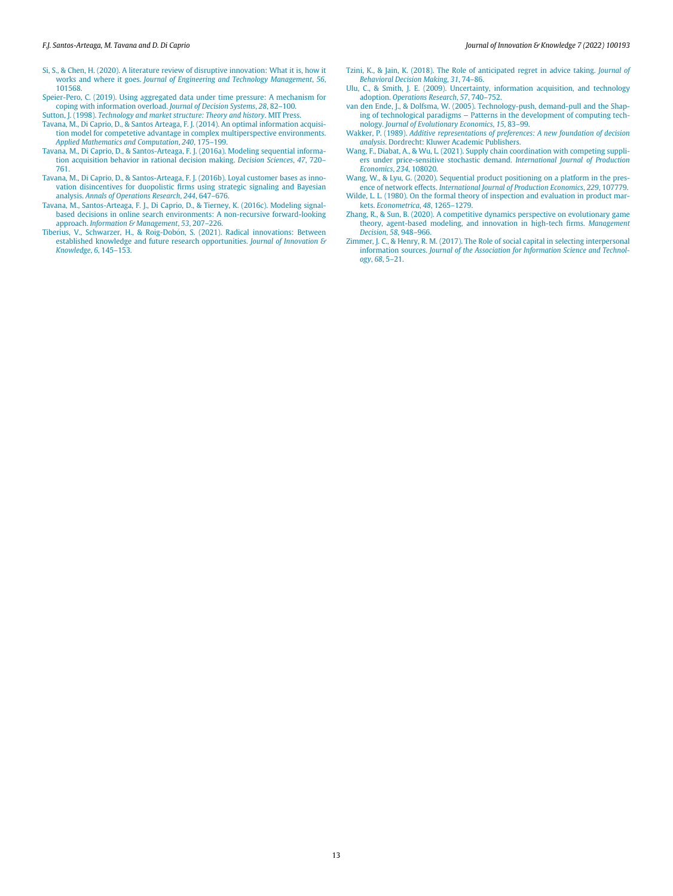Si, S., & Chen, H. (2020). A literature review of disruptive innovation: What it is, how it works and where it goes. *Journal of Engineering and Technology Management*, *56*, 101568.

Speier-Pero, C. (2019). Using aggregated data under time pressure: A mechanism for coping with information overload. *Journal of Decision Systems*, *28*, 82–100.

Sutton, J. (1998). *Technology and market structure: Theory and history*. MIT Press.

Tavana, M., Di Caprio, D., & Santos Arteaga, F. J. (2014). An optimal information acquisition model for competetive advantage in complex multiperspective environments. *Applied Mathematics and Computation*, *240*, 175–199.

Tavana, M., Di Caprio, D., & Santos-Arteaga, F. J. (2016a). Modeling sequential information acquisition behavior in rational decision making. *Decision Sciences*, *47*, 720–761.

Tavana, M., Di Caprio, D., & Santos-Arteaga, F. J. (2016b). Loyal customer bases as innovation disincentives for duopolistic firms using strategic signaling and Bayesian analysis. *Annals of Operations Research*, *244*, 647–676.

Tavana, M., Santos-Arteaga, F. J., Di Caprio, D., & Tierney, K. (2016c). Modeling signal-based decisions in online search environments: A non-recursive forward-looking approach. *Information & Management*, *53*, 207–226.

Tiberius, V., Schwarzer, H., & Roig-Dobón, S. (2021). Radical innovations: Between established knowledge and future research opportunities. *Journal of Innovation & Knowledge*, *6*, 145–153.

Tzini, K., & Jain, K. (2018). The Role of anticipated regret in advice taking. *Journal of Behavioral Decision Making*, *31*, 74–86.

Ulu, C., & Smith, J. E. (2009). Uncertainty, information acquisition, and technology adoption. *Operations Research*, *57*, 740–752.

van den Ende, J., & Dolfsma, W. (2005). Technology-push, demand-pull and the Shaping of technological paradigms – Patterns in the development of computing technology. *Journal of Evolutionary Economics*, *15*, 83–99.

Wakker, P. (1989). *Additive representations of preferences: A new foundation of decision analysis*. Dordrecht: Kluwer Academic Publishers.

Wang, F., Diabat, A., & Wu, L. (2021). Supply chain coordination with competing suppliers under price-sensitive stochastic demand. *International Journal of Production Economics*, *234*, 108020.

Wang, W., & Lyu, G. (2020). Sequential product positioning on a platform in the presence of network effects. *International Journal of Production Economics*, *229*, 107779.

Wilde, L. L. (1980). On the formal theory of inspection and evaluation in product markets. *Econometrica*, *48*, 1265–1279.

Zhang, R., & Sun, B. (2020). A competitive dynamics perspective on evolutionary game theory, agent-based modeling, and innovation in high-tech firms. *Management Decision*, *58*, 948–966.

Zimmer, J. C., & Henry, R. M. (2017). The Role of social capital in selecting interpersonal information sources. *Journal of the Association for Information Science and Technology*, *68*, 5–21.